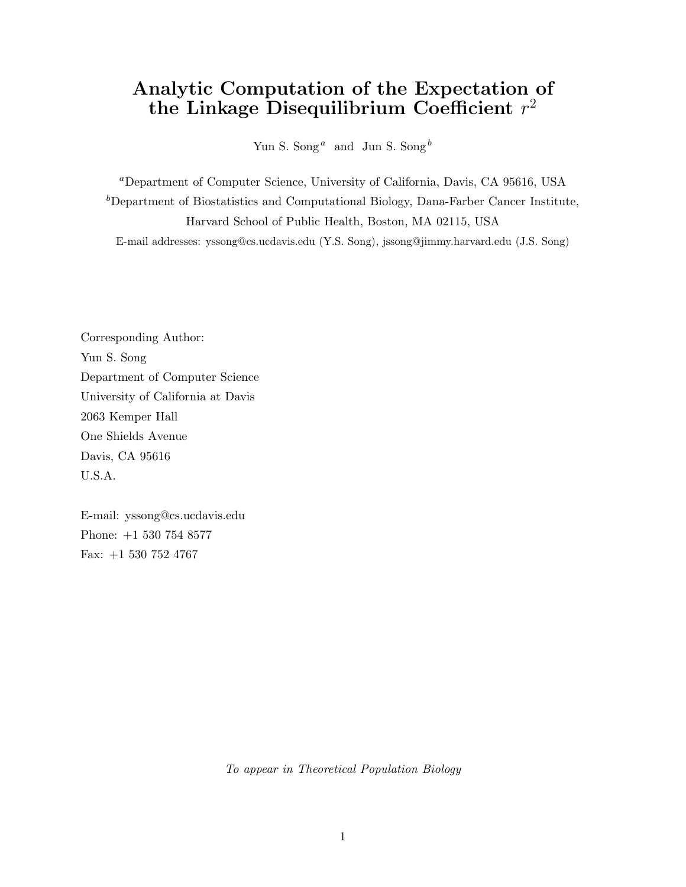# Analytic Computation of the Expectation of the Linkage Disequilibrium Coefficient $r^2$

Yun S. Song [a] and Jun S. Song [b]

[a]Department of Computer Science, University of California, Davis, CA 95616, USA

[b]Department of Biostatistics and Computational Biology, Dana-Farber Cancer Institute, Harvard School of Public Health, Boston, MA 02115, USA

E-mail addresses: yssong@cs.ucdavis.edu (Y.S. Song), jssong@jimmy.harvard.edu (J.S. Song)

Corresponding Author:
Yun S. Song
Department of Computer Science
University of California at Davis
2063 Kemper Hall
One Shields Avenue
Davis, CA 95616
U.S.A.

E-mail: yssong@cs.ucdavis.edu
Phone: +1 530 754 8577
Fax: +1 530 752 4767

*To appear in Theoretical Population Biology*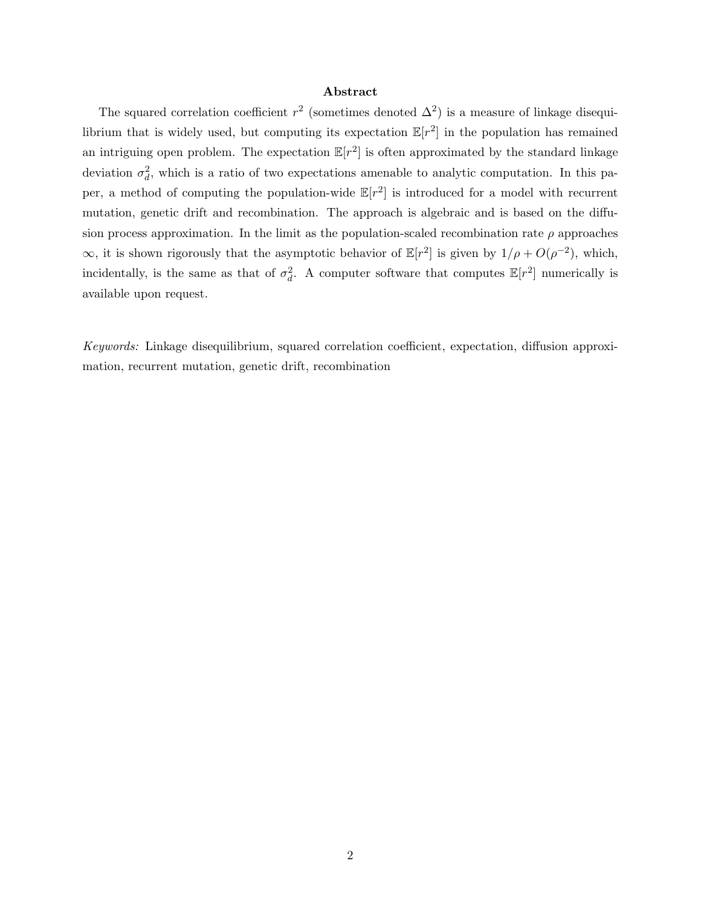## Abstract

The squared correlation coefficient $r^2$ (sometimes denoted $\Delta^2$) is a measure of linkage disequilibrium that is widely used, but computing its expectation $\mathbb{E}[r^2]$ in the population has remained an intriguing open problem. The expectation $\mathbb{E}[r^2]$ is often approximated by the standard linkage deviation $\sigma_d^2$, which is a ratio of two expectations amenable to analytic computation. In this paper, a method of computing the population-wide $\mathbb{E}[r^2]$ is introduced for a model with recurrent mutation, genetic drift and recombination. The approach is algebraic and is based on the diffusion process approximation. In the limit as the population-scaled recombination rate $\rho$ approaches $\infty$, it is shown rigorously that the asymptotic behavior of $\mathbb{E}[r^2]$ is given by $1/\rho + O(\rho^{-2})$, which, incidentally, is the same as that of $\sigma_d^2$. A computer software that computes $\mathbb{E}[r^2]$ numerically is available upon request.

*Keywords:* Linkage disequilibrium, squared correlation coefficient, expectation, diffusion approximation, recurrent mutation, genetic drift, recombination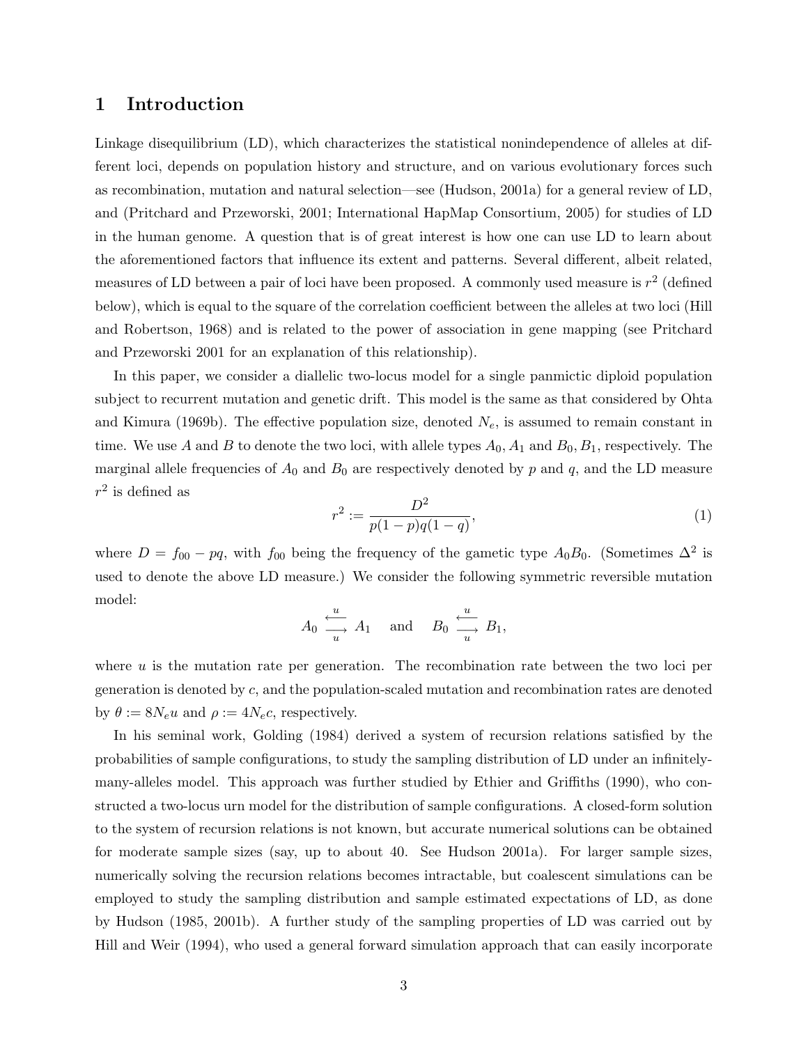## 1 Introduction

Linkage disequilibrium (LD), which characterizes the statistical nonindependence of alleles at different loci, depends on population history and structure, and on various evolutionary forces such as recombination, mutation and natural selection—see (Hudson, 2001a) for a general review of LD, and (Pritchard and Przeworski, 2001; International HapMap Consortium, 2005) for studies of LD in the human genome. A question that is of great interest is how one can use LD to learn about the aforementioned factors that influence its extent and patterns. Several different, albeit related, measures of LD between a pair of loci have been proposed. A commonly used measure is $r^2$ (defined below), which is equal to the square of the correlation coefficient between the alleles at two loci (Hill and Robertson, 1968) and is related to the power of association in gene mapping (see Pritchard and Przeworski 2001 for an explanation of this relationship).

In this paper, we consider a diallelic two-locus model for a single panmictic diploid population subject to recurrent mutation and genetic drift. This model is the same as that considered by Ohta and Kimura (1969b). The effective population size, denoted $N_e$, is assumed to remain constant in time. We use $A$ and $B$ to denote the two loci, with allele types $A_0, A_1$ and $B_0, B_1$, respectively. The marginal allele frequencies of $A_0$ and $B_0$ are respectively denoted by $p$ and $q$, and the LD measure $r^2$ is defined as

$$r^2 := \frac{D^2}{p(1-p)q(1-q)}, \tag{1}$$

where $D = f_{00} - pq$, with $f_{00}$ being the frequency of the gametic type $A_0B_0$. (Sometimes $\Delta^2$ is used to denote the above LD measure.) We consider the following symmetric reversible mutation model:

$$A_0 \underset{u}{\overset{u}{\rightleftarrows}} A_1 \quad \text{and} \quad B_0 \underset{u}{\overset{u}{\rightleftarrows}} B_1,$$

where $u$ is the mutation rate per generation. The recombination rate between the two loci per generation is denoted by $c$, and the population-scaled mutation and recombination rates are denoted by $\theta := 8N_e u$ and $\rho := 4N_e c$, respectively.

In his seminal work, Golding (1984) derived a system of recursion relations satisfied by the probabilities of sample configurations, to study the sampling distribution of LD under an infinitely-many-alleles model. This approach was further studied by Ethier and Griffiths (1990), who constructed a two-locus urn model for the distribution of sample configurations. A closed-form solution to the system of recursion relations is not known, but accurate numerical solutions can be obtained for moderate sample sizes (say, up to about 40. See Hudson 2001a). For larger sample sizes, numerically solving the recursion relations becomes intractable, but coalescent simulations can be employed to study the sampling distribution and sample estimated expectations of LD, as done by Hudson (1985, 2001b). A further study of the sampling properties of LD was carried out by Hill and Weir (1994), who used a general forward simulation approach that can easily incorporate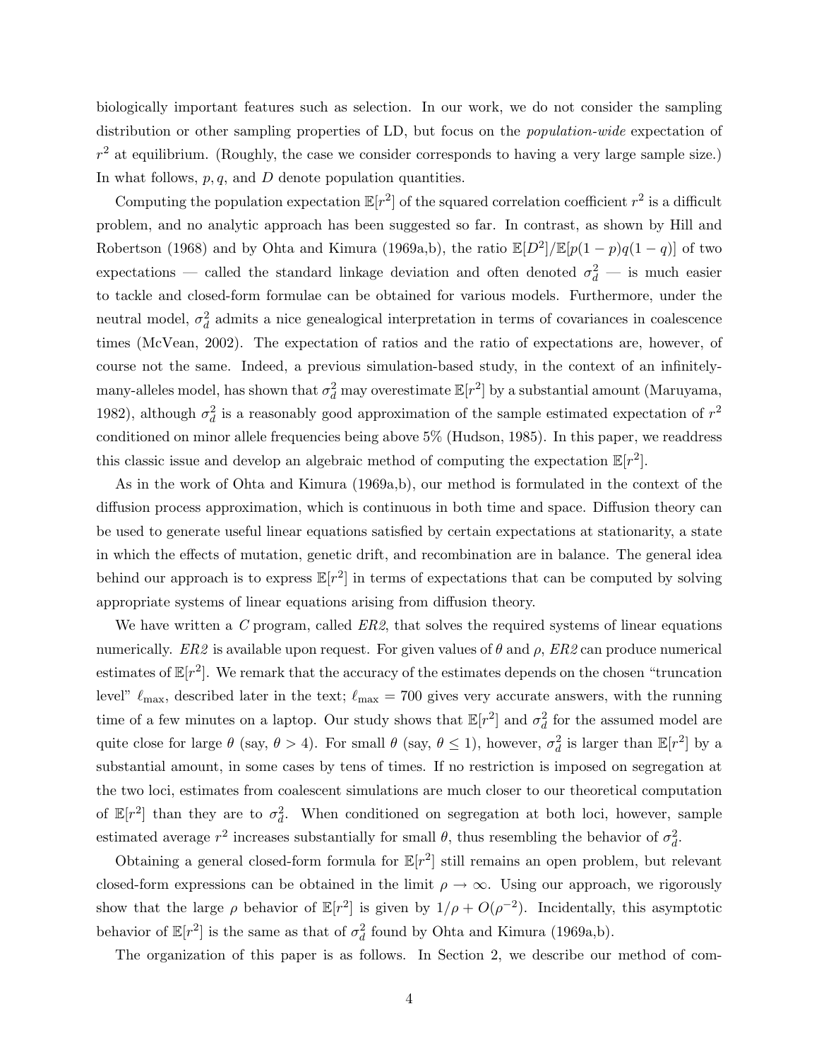biologically important features such as selection. In our work, we do not consider the sampling distribution or other sampling properties of LD, but focus on the *population-wide* expectation of $r^2$ at equilibrium. (Roughly, the case we consider corresponds to having a very large sample size.) In what follows, $p, q$, and $D$ denote population quantities.

Computing the population expectation $\mathbb{E}[r^2]$ of the squared correlation coefficient $r^2$ is a difficult problem, and no analytic approach has been suggested so far. In contrast, as shown by Hill and Robertson (1968) and by Ohta and Kimura (1969a,b), the ratio $\mathbb{E}[D^2]/\mathbb{E}[p(1-p)q(1-q)]$ of two expectations — called the standard linkage deviation and often denoted $\sigma_d^2$ — is much easier to tackle and closed-form formulae can be obtained for various models. Furthermore, under the neutral model, $\sigma_d^2$ admits a nice genealogical interpretation in terms of covariances in coalescence times (McVean, 2002). The expectation of ratios and the ratio of expectations are, however, of course not the same. Indeed, a previous simulation-based study, in the context of an infinitely-many-alleles model, has shown that $\sigma_d^2$ may overestimate $\mathbb{E}[r^2]$ by a substantial amount (Maruyama, 1982), although $\sigma_d^2$ is a reasonably good approximation of the sample estimated expectation of $r^2$ conditioned on minor allele frequencies being above 5% (Hudson, 1985). In this paper, we readdress this classic issue and develop an algebraic method of computing the expectation $\mathbb{E}[r^2]$.

As in the work of Ohta and Kimura (1969a,b), our method is formulated in the context of the diffusion process approximation, which is continuous in both time and space. Diffusion theory can be used to generate useful linear equations satisfied by certain expectations at stationarity, a state in which the effects of mutation, genetic drift, and recombination are in balance. The general idea behind our approach is to express $\mathbb{E}[r^2]$ in terms of expectations that can be computed by solving appropriate systems of linear equations arising from diffusion theory.

We have written a *C* program, called *ER2*, that solves the required systems of linear equations numerically. *ER2* is available upon request. For given values of $\theta$ and $\rho$, *ER2* can produce numerical estimates of $\mathbb{E}[r^2]$. We remark that the accuracy of the estimates depends on the chosen "truncation level" $\ell_{\max}$, described later in the text; $\ell_{\max} = 700$ gives very accurate answers, with the running time of a few minutes on a laptop. Our study shows that $\mathbb{E}[r^2]$ and $\sigma_d^2$ for the assumed model are quite close for large $\theta$ (say, $\theta > 4$). For small $\theta$ (say, $\theta \leq 1$), however, $\sigma_d^2$ is larger than $\mathbb{E}[r^2]$ by a substantial amount, in some cases by tens of times. If no restriction is imposed on segregation at the two loci, estimates from coalescent simulations are much closer to our theoretical computation of $\mathbb{E}[r^2]$ than they are to $\sigma_d^2$. When conditioned on segregation at both loci, however, sample estimated average $r^2$ increases substantially for small $\theta$, thus resembling the behavior of $\sigma_d^2$.

Obtaining a general closed-form formula for $\mathbb{E}[r^2]$ still remains an open problem, but relevant closed-form expressions can be obtained in the limit $\rho \to \infty$. Using our approach, we rigorously show that the large $\rho$ behavior of $\mathbb{E}[r^2]$ is given by $1/\rho + O(\rho^{-2})$. Incidentally, this asymptotic behavior of $\mathbb{E}[r^2]$ is the same as that of $\sigma_d^2$ found by Ohta and Kimura (1969a,b).

The organization of this paper is as follows. In Section 2, we describe our method of com-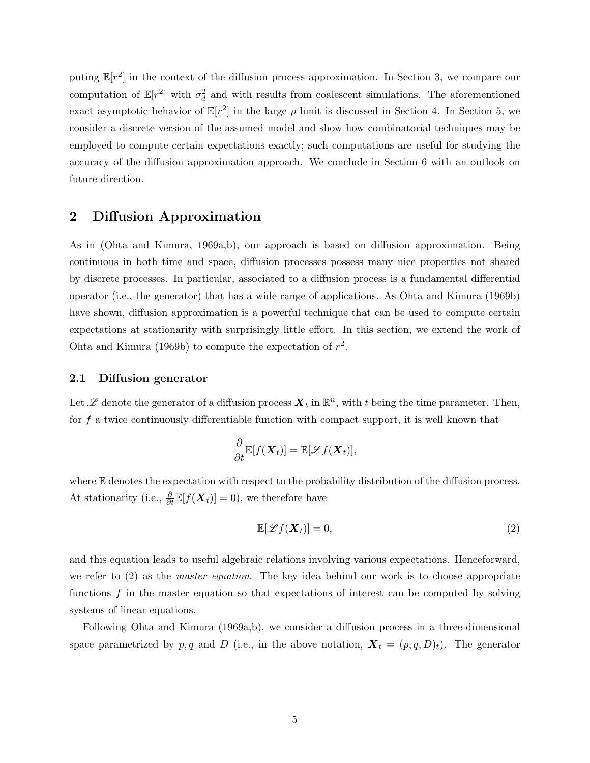puting $\mathbb{E}[r^2]$ in the context of the diffusion process approximation. In Section 3, we compare our computation of $\mathbb{E}[r^2]$ with $\sigma_d^2$ and with results from coalescent simulations. The aforementioned exact asymptotic behavior of $\mathbb{E}[r^2]$ in the large $\rho$ limit is discussed in Section 4. In Section 5, we consider a discrete version of the assumed model and show how combinatorial techniques may be employed to compute certain expectations exactly; such computations are useful for studying the accuracy of the diffusion approximation approach. We conclude in Section 6 with an outlook on future direction.

## 2 Diffusion Approximation

As in (Ohta and Kimura, 1969a,b), our approach is based on diffusion approximation. Being continuous in both time and space, diffusion processes possess many nice properties not shared by discrete processes. In particular, associated to a diffusion process is a fundamental differential operator (i.e., the generator) that has a wide range of applications. As Ohta and Kimura (1969b) have shown, diffusion approximation is a powerful technique that can be used to compute certain expectations at stationarity with surprisingly little effort. In this section, we extend the work of Ohta and Kimura (1969b) to compute the expectation of $r^2$.

### 2.1 Diffusion generator

Let $\mathscr{L}$ denote the generator of a diffusion process $\boldsymbol{X}_t$ in $\mathbb{R}^n$, with $t$ being the time parameter. Then, for $f$ a twice continuously differentiable function with compact support, it is well known that

$$\frac{\partial}{\partial t}\mathbb{E}[f(\boldsymbol{X}_t)] = \mathbb{E}[\mathscr{L}f(\boldsymbol{X}_t)],$$

where $\mathbb{E}$ denotes the expectation with respect to the probability distribution of the diffusion process. At stationarity (i.e., $\frac{\partial}{\partial t}\mathbb{E}[f(\boldsymbol{X}_t)] = 0$), we therefore have

$$\mathbb{E}[\mathscr{L}f(\boldsymbol{X}_t)] = 0, \tag{2}$$

and this equation leads to useful algebraic relations involving various expectations. Henceforward, we refer to (2) as the *master equation*. The key idea behind our work is to choose appropriate functions $f$ in the master equation so that expectations of interest can be computed by solving systems of linear equations.

Following Ohta and Kimura (1969a,b), we consider a diffusion process in a three-dimensional space parametrized by $p, q$ and $D$ (i.e., in the above notation, $\boldsymbol{X}_t = (p, q, D)_t$). The generator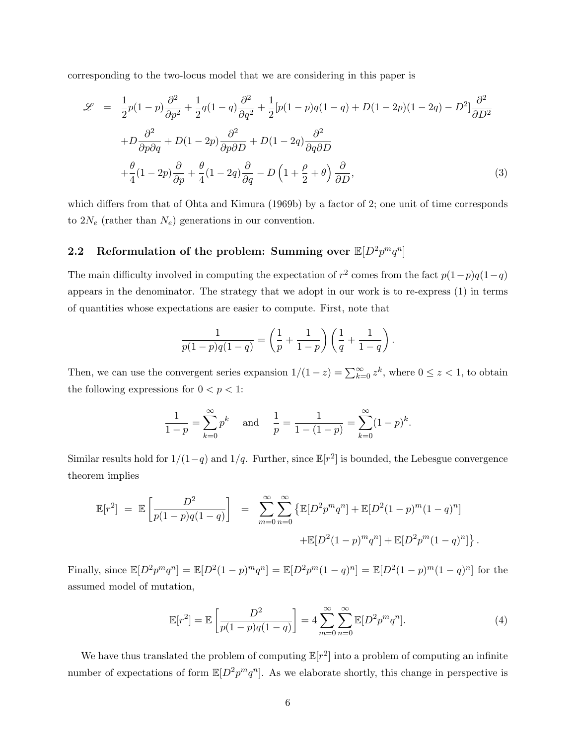corresponding to the two-locus model that we are considering in this paper is

$$
\begin{aligned}
\mathscr{L} &= \frac{1}{2}p(1-p)\frac{\partial^2}{\partial p^2} + \frac{1}{2}q(1-q)\frac{\partial^2}{\partial q^2} + \frac{1}{2}[p(1-p)q(1-q) + D(1-2p)(1-2q) - D^2]\frac{\partial^2}{\partial D^2} \\
&\quad + D\frac{\partial^2}{\partial p \partial q} + D(1-2p)\frac{\partial^2}{\partial p \partial D} + D(1-2q)\frac{\partial^2}{\partial q \partial D} \\
&\quad + \frac{\theta}{4}(1-2p)\frac{\partial}{\partial p} + \frac{\theta}{4}(1-2q)\frac{\partial}{\partial q} - D\left(1 + \frac{\rho}{2} + \theta\right)\frac{\partial}{\partial D},
\end{aligned} \tag{3}
$$

which differs from that of Ohta and Kimura (1969b) by a factor of 2; one unit of time corresponds to $2N_e$ (rather than $N_e$) generations in our convention.

## 2.2 Reformulation of the problem: Summing over $\mathbb{E}[D^2 p^m q^n]$

The main difficulty involved in computing the expectation of $r^2$ comes from the fact $p(1-p)q(1-q)$ appears in the denominator. The strategy that we adopt in our work is to re-express (1) in terms of quantities whose expectations are easier to compute. First, note that

$$
\frac{1}{p(1-p)q(1-q)} = \left(\frac{1}{p} + \frac{1}{1-p}\right)\left(\frac{1}{q} + \frac{1}{1-q}\right).
$$

Then, we can use the convergent series expansion $1/(1-z) = \sum_{k=0}^{\infty} z^k$, where $0 \leq z < 1$, to obtain the following expressions for $0 < p < 1$:

$$
\frac{1}{1-p} = \sum_{k=0}^{\infty} p^k \quad \text{and} \quad \frac{1}{p} = \frac{1}{1-(1-p)} = \sum_{k=0}^{\infty} (1-p)^k.
$$

Similar results hold for $1/(1-q)$ and $1/q$. Further, since $\mathbb{E}[r^2]$ is bounded, the Lebesgue convergence theorem implies

$$
\begin{aligned}
\mathbb{E}[r^2] \;=\; \mathbb{E}\left[\frac{D^2}{p(1-p)q(1-q)}\right] \;&=\; \sum_{m=0}^{\infty}\sum_{n=0}^{\infty} \big\{\mathbb{E}[D^2 p^m q^n] + \mathbb{E}[D^2(1-p)^m(1-q)^n] \\
&\qquad\qquad + \mathbb{E}[D^2(1-p)^m q^n] + \mathbb{E}[D^2 p^m (1-q)^n]\big\}.
\end{aligned}
$$

Finally, since $\mathbb{E}[D^2 p^m q^n] = \mathbb{E}[D^2(1-p)^m q^n] = \mathbb{E}[D^2 p^m (1-q)^n] = \mathbb{E}[D^2(1-p)^m(1-q)^n]$ for the assumed model of mutation,

$$
\mathbb{E}[r^2] = \mathbb{E}\left[\frac{D^2}{p(1-p)q(1-q)}\right] = 4\sum_{m=0}^{\infty}\sum_{n=0}^{\infty} \mathbb{E}[D^2 p^m q^n]. \tag{4}
$$

We have thus translated the problem of computing $\mathbb{E}[r^2]$ into a problem of computing an infinite number of expectations of form $\mathbb{E}[D^2 p^m q^n]$. As we elaborate shortly, this change in perspective is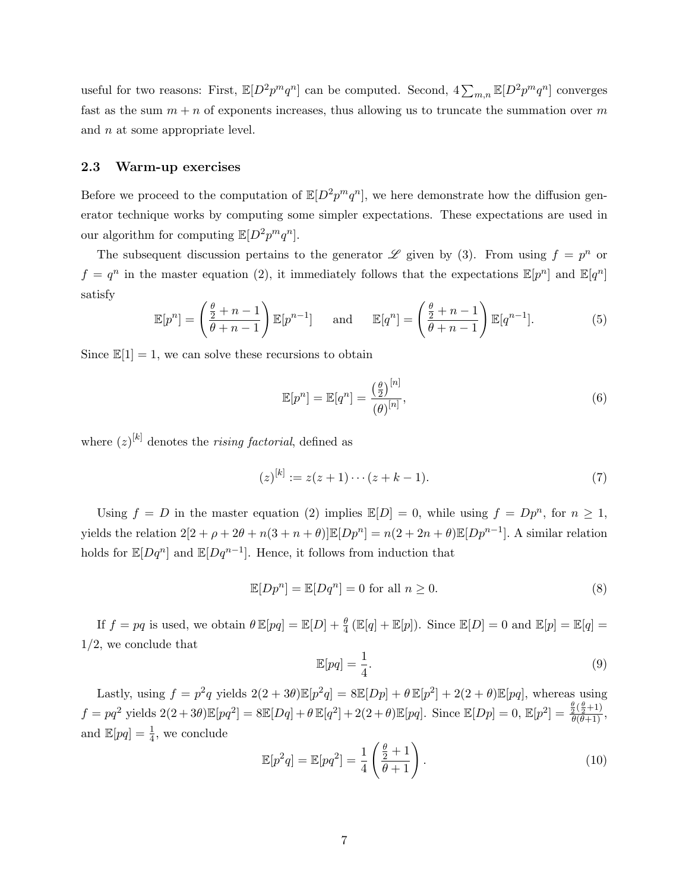useful for two reasons: First, $\mathbb{E}[D^2p^mq^n]$ can be computed. Second, $4\sum_{m,n}\mathbb{E}[D^2p^mq^n]$ converges fast as the sum $m+n$ of exponents increases, thus allowing us to truncate the summation over $m$ and $n$ at some appropriate level.

### 2.3 Warm-up exercises

Before we proceed to the computation of $\mathbb{E}[D^2p^mq^n]$, we here demonstrate how the diffusion generator technique works by computing some simpler expectations. These expectations are used in our algorithm for computing $\mathbb{E}[D^2p^mq^n]$.

The subsequent discussion pertains to the generator $\mathscr{L}$ given by (3). From using $f = p^n$ or $f = q^n$ in the master equation (2), it immediately follows that the expectations $\mathbb{E}[p^n]$ and $\mathbb{E}[q^n]$ satisfy

$$\mathbb{E}[p^n] = \left(\frac{\frac{\theta}{2}+n-1}{\theta+n-1}\right)\mathbb{E}[p^{n-1}] \quad \text{and} \quad \mathbb{E}[q^n] = \left(\frac{\frac{\theta}{2}+n-1}{\theta+n-1}\right)\mathbb{E}[q^{n-1}]. \tag{5}$$

Since $\mathbb{E}[1] = 1$, we can solve these recursions to obtain

$$\mathbb{E}[p^n] = \mathbb{E}[q^n] = \frac{\left(\frac{\theta}{2}\right)^{[n]}}{(\theta)^{[n]}}, \tag{6}$$

where $(z)^{[k]}$ denotes the *rising factorial*, defined as

$$(z)^{[k]} := z(z+1)\cdots(z+k-1). \tag{7}$$

Using $f = D$ in the master equation (2) implies $\mathbb{E}[D] = 0$, while using $f = Dp^n$, for $n \geq 1$, yields the relation $2[2+\rho+2\theta+n(3+n+\theta)]\mathbb{E}[Dp^n] = n(2+2n+\theta)\mathbb{E}[Dp^{n-1}]$. A similar relation holds for $\mathbb{E}[Dq^n]$ and $\mathbb{E}[Dq^{n-1}]$. Hence, it follows from induction that

$$\mathbb{E}[Dp^n] = \mathbb{E}[Dq^n] = 0 \text{ for all } n \geq 0. \tag{8}$$

If $f = pq$ is used, we obtain $\theta\,\mathbb{E}[pq] = \mathbb{E}[D] + \frac{\theta}{4}\left(\mathbb{E}[q] + \mathbb{E}[p]\right)$. Since $\mathbb{E}[D] = 0$ and $\mathbb{E}[p] = \mathbb{E}[q] = 1/2$, we conclude that

$$\mathbb{E}[pq] = \frac{1}{4}. \tag{9}$$

Lastly, using $f = p^2q$ yields $2(2+3\theta)\mathbb{E}[p^2q] = 8\mathbb{E}[Dp] + \theta\,\mathbb{E}[p^2] + 2(2+\theta)\mathbb{E}[pq]$, whereas using $f = pq^2$ yields $2(2+3\theta)\mathbb{E}[pq^2] = 8\mathbb{E}[Dq] + \theta\,\mathbb{E}[q^2] + 2(2+\theta)\mathbb{E}[pq]$. Since $\mathbb{E}[Dp] = 0$, $\mathbb{E}[p^2] = \frac{\frac{\theta}{2}(\frac{\theta}{2}+1)}{\theta(\theta+1)}$, and $\mathbb{E}[pq] = \frac{1}{4}$, we conclude

$$\mathbb{E}[p^2q] = \mathbb{E}[pq^2] = \frac{1}{4}\left(\frac{\frac{\theta}{2}+1}{\theta+1}\right). \tag{10}$$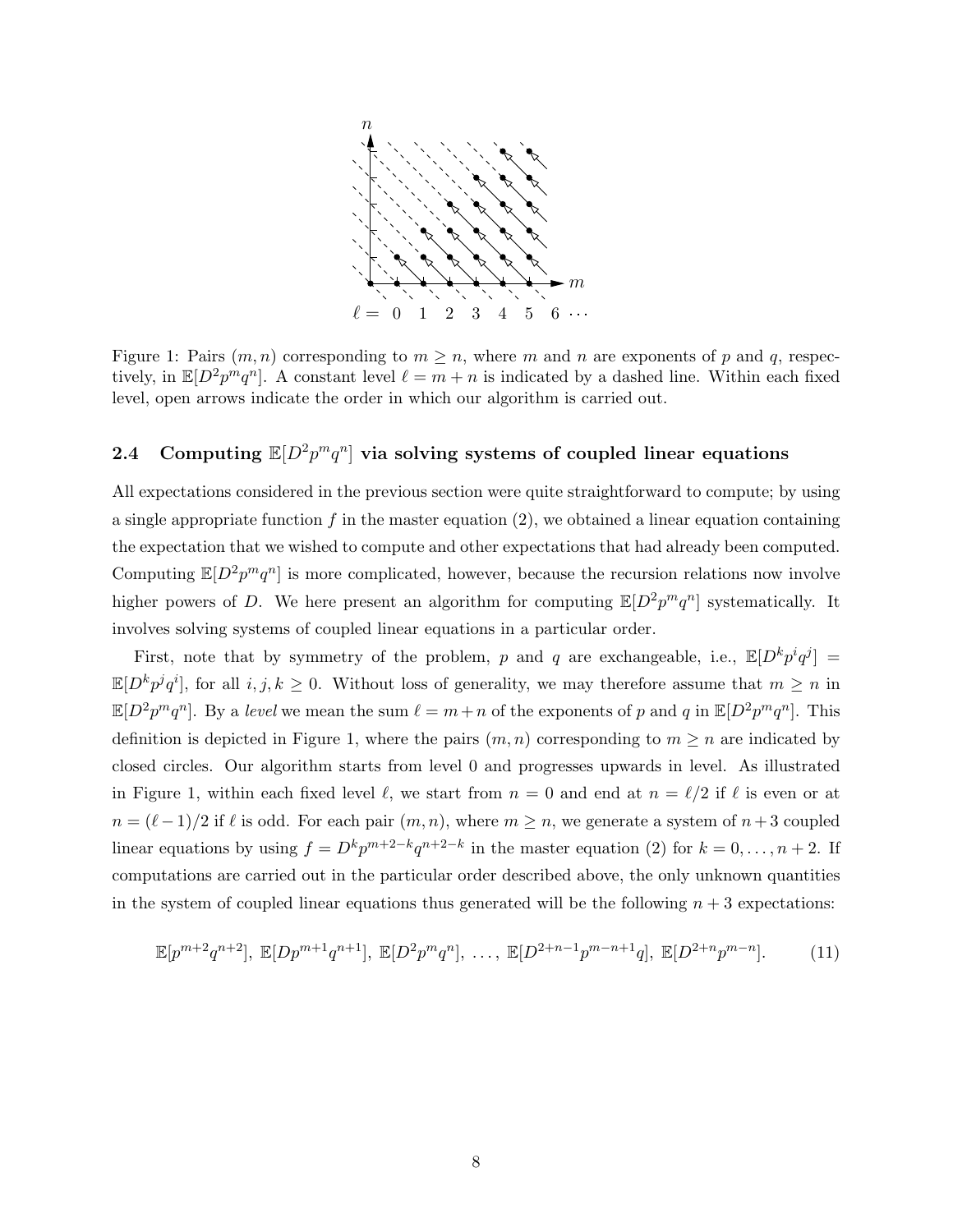Figure 1: Pairs $(m, n)$ corresponding to $m \geq n$, where $m$ and $n$ are exponents of $p$ and $q$, respectively, in $\mathbb{E}[D^2 p^m q^n]$. A constant level $\ell = m + n$ is indicated by a dashed line. Within each fixed level, open arrows indicate the order in which our algorithm is carried out.

### 2.4 Computing $\mathbb{E}[D^2 p^m q^n]$ via solving systems of coupled linear equations

All expectations considered in the previous section were quite straightforward to compute; by using a single appropriate function $f$ in the master equation (2), we obtained a linear equation containing the expectation that we wished to compute and other expectations that had already been computed. Computing $\mathbb{E}[D^2 p^m q^n]$ is more complicated, however, because the recursion relations now involve higher powers of $D$. We here present an algorithm for computing $\mathbb{E}[D^2 p^m q^n]$ systematically. It involves solving systems of coupled linear equations in a particular order.

First, note that by symmetry of the problem, $p$ and $q$ are exchangeable, i.e., $\mathbb{E}[D^k p^i q^j] = \mathbb{E}[D^k p^j q^i]$, for all $i, j, k \geq 0$. Without loss of generality, we may therefore assume that $m \geq n$ in $\mathbb{E}[D^2 p^m q^n]$. By a *level* we mean the sum $\ell = m + n$ of the exponents of $p$ and $q$ in $\mathbb{E}[D^2 p^m q^n]$. This definition is depicted in Figure 1, where the pairs $(m, n)$ corresponding to $m \geq n$ are indicated by closed circles. Our algorithm starts from level 0 and progresses upwards in level. As illustrated in Figure 1, within each fixed level $\ell$, we start from $n = 0$ and end at $n = \ell/2$ if $\ell$ is even or at $n = (\ell - 1)/2$ if $\ell$ is odd. For each pair $(m, n)$, where $m \geq n$, we generate a system of $n + 3$ coupled linear equations by using $f = D^k p^{m+2-k} q^{n+2-k}$ in the master equation (2) for $k = 0, \ldots, n + 2$. If computations are carried out in the particular order described above, the only unknown quantities in the system of coupled linear equations thus generated will be the following $n + 3$ expectations:

$$\mathbb{E}[p^{m+2} q^{n+2}],\ \mathbb{E}[D p^{m+1} q^{n+1}],\ \mathbb{E}[D^2 p^m q^n],\ \ldots,\ \mathbb{E}[D^{2+n-1} p^{m-n+1} q],\ \mathbb{E}[D^{2+n} p^{m-n}]. \tag{11}$$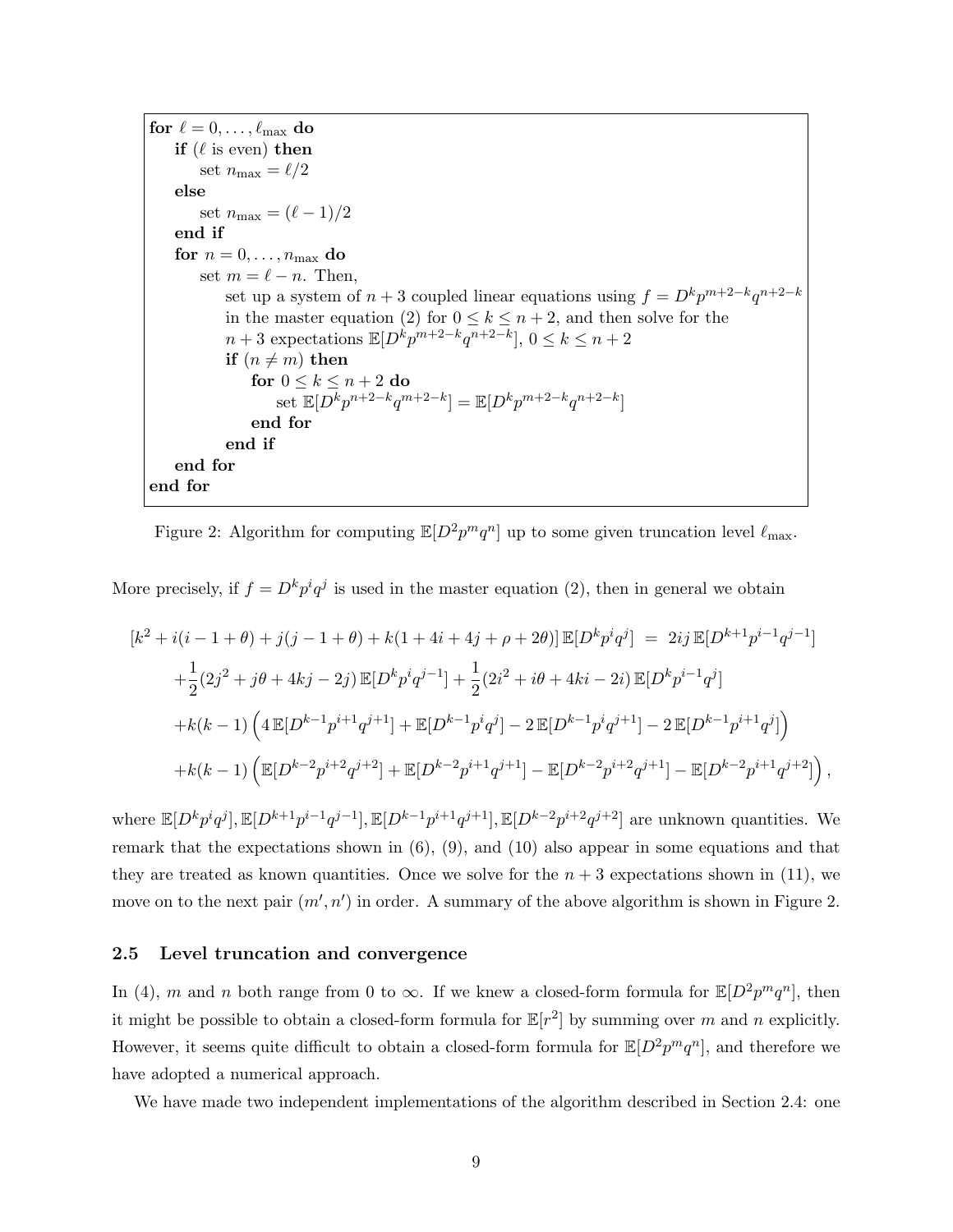```
for ℓ = 0, ..., ℓ_max do
    if (ℓ is even) then
        set n_max = ℓ/2
    else
        set n_max = (ℓ − 1)/2
    end if
    for n = 0, ..., n_max do
        set m = ℓ − n. Then,
            set up a system of n + 3 coupled linear equations using f = D^k p^{m+2−k} q^{n+2−k}
            in the master equation (2) for 0 ≤ k ≤ n + 2, and then solve for the
            n + 3 expectations E[D^k p^{m+2−k} q^{n+2−k}], 0 ≤ k ≤ n + 2
            if (n ≠ m) then
                for 0 ≤ k ≤ n + 2 do
                    set E[D^k p^{n+2−k} q^{m+2−k}] = E[D^k p^{m+2−k} q^{n+2−k}]
                end for
            end if
    end for
end for
```

Figure 2: Algorithm for computing $\mathbb{E}[D^2 p^m q^n]$ up to some given truncation level $\ell_{\max}$.

More precisely, if $f = D^k p^i q^j$ is used in the master equation (2), then in general we obtain

$$
\begin{aligned}
[k^2 + i(i-1+\theta) + j(j-1+\theta) + k(1+4i+4j+\rho+2\theta)]\,\mathbb{E}[D^k p^i q^j] \;&=\; 2ij\,\mathbb{E}[D^{k+1} p^{i-1} q^{j-1}] \\
+\frac{1}{2}(2j^2 + j\theta + 4kj - 2j)\,\mathbb{E}[D^k p^i q^{j-1}] &+ \frac{1}{2}(2i^2 + i\theta + 4ki - 2i)\,\mathbb{E}[D^k p^{i-1} q^j] \\
+k(k-1)\Big(4\,\mathbb{E}[D^{k-1} p^{i+1} q^{j+1}] + \mathbb{E}[D^{k-1} p^i q^j] &- 2\,\mathbb{E}[D^{k-1} p^i q^{j+1}] - 2\,\mathbb{E}[D^{k-1} p^{i+1} q^j]\Big) \\
+k(k-1)\Big(\mathbb{E}[D^{k-2} p^{i+2} q^{j+2}] + \mathbb{E}[D^{k-2} p^{i+1} q^{j+1}] &- \mathbb{E}[D^{k-2} p^{i+2} q^{j+1}] - \mathbb{E}[D^{k-2} p^{i+1} q^{j+2}]\Big),
\end{aligned}
$$

where $\mathbb{E}[D^k p^i q^j], \mathbb{E}[D^{k+1} p^{i-1} q^{j-1}], \mathbb{E}[D^{k-1} p^{i+1} q^{j+1}], \mathbb{E}[D^{k-2} p^{i+2} q^{j+2}]$ are unknown quantities. We remark that the expectations shown in (6), (9), and (10) also appear in some equations and that they are treated as known quantities. Once we solve for the $n+3$ expectations shown in (11), we move on to the next pair $(m', n')$ in order. A summary of the above algorithm is shown in Figure 2.

### 2.5 Level truncation and convergence

In (4), $m$ and $n$ both range from 0 to $\infty$. If we knew a closed-form formula for $\mathbb{E}[D^2 p^m q^n]$, then it might be possible to obtain a closed-form formula for $\mathbb{E}[r^2]$ by summing over $m$ and $n$ explicitly. However, it seems quite difficult to obtain a closed-form formula for $\mathbb{E}[D^2 p^m q^n]$, and therefore we have adopted a numerical approach.

We have made two independent implementations of the algorithm described in Section 2.4: one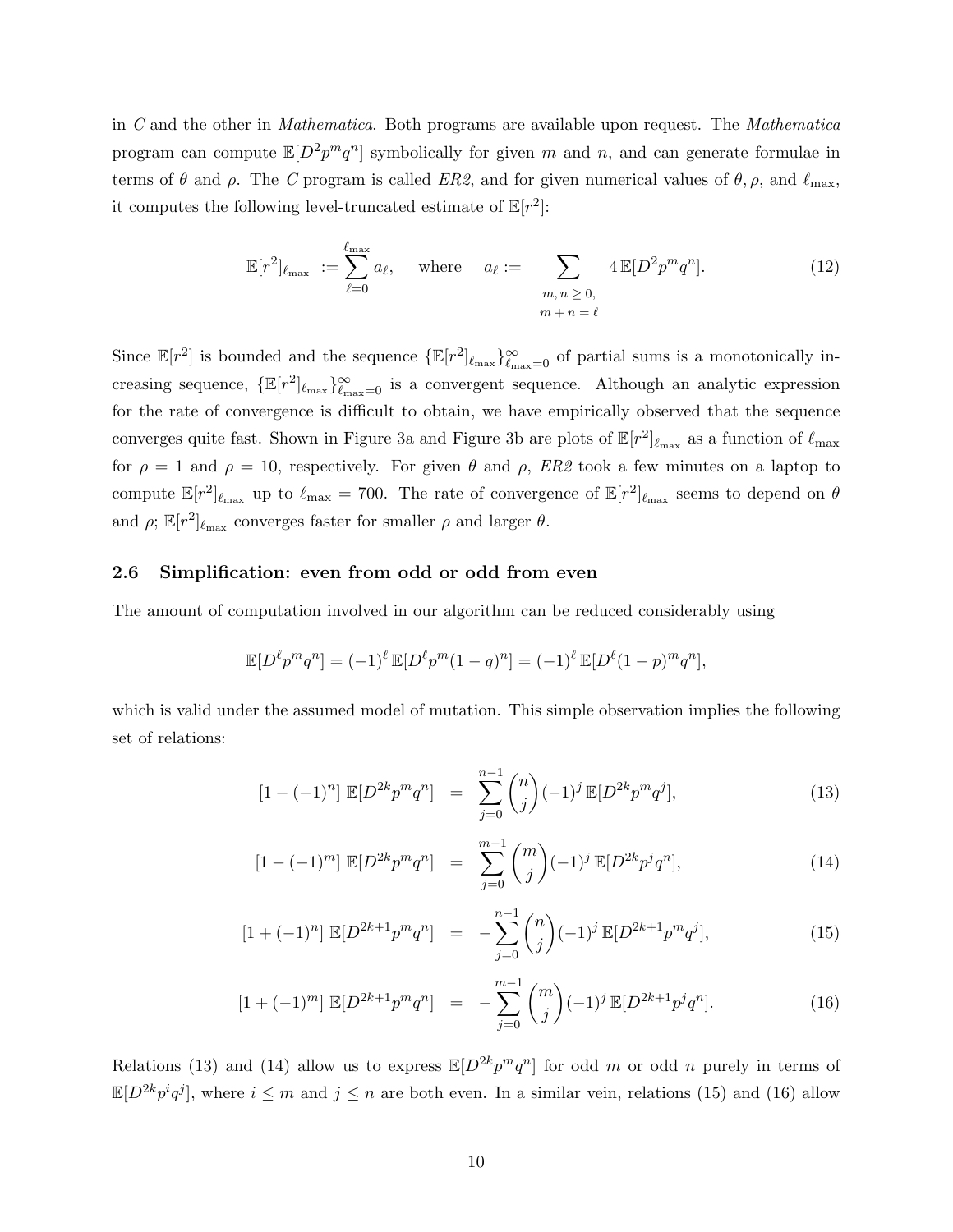in *C* and the other in *Mathematica*. Both programs are available upon request. The *Mathematica* program can compute $\mathbb{E}[D^2 p^m q^n]$ symbolically for given $m$ and $n$, and can generate formulae in terms of $\theta$ and $\rho$. The *C* program is called *ER2*, and for given numerical values of $\theta, \rho$, and $\ell_{\max}$, it computes the following level-truncated estimate of $\mathbb{E}[r^2]$:

$$\mathbb{E}[r^2]_{\ell_{\max}} := \sum_{\ell=0}^{\ell_{\max}} a_\ell, \quad \text{where} \quad a_\ell := \sum_{\substack{m,\, n \geq 0, \\ m+n=\ell}} 4\,\mathbb{E}[D^2 p^m q^n]. \tag{12}$$

Since $\mathbb{E}[r^2]$ is bounded and the sequence $\{\mathbb{E}[r^2]_{\ell_{\max}}\}_{\ell_{\max}=0}^{\infty}$ of partial sums is a monotonically increasing sequence, $\{\mathbb{E}[r^2]_{\ell_{\max}}\}_{\ell_{\max}=0}^{\infty}$ is a convergent sequence. Although an analytic expression for the rate of convergence is difficult to obtain, we have empirically observed that the sequence converges quite fast. Shown in Figure 3a and Figure 3b are plots of $\mathbb{E}[r^2]_{\ell_{\max}}$ as a function of $\ell_{\max}$ for $\rho = 1$ and $\rho = 10$, respectively. For given $\theta$ and $\rho$, *ER2* took a few minutes on a laptop to compute $\mathbb{E}[r^2]_{\ell_{\max}}$ up to $\ell_{\max} = 700$. The rate of convergence of $\mathbb{E}[r^2]_{\ell_{\max}}$ seems to depend on $\theta$ and $\rho$; $\mathbb{E}[r^2]_{\ell_{\max}}$ converges faster for smaller $\rho$ and larger $\theta$.

### 2.6 Simplification: even from odd or odd from even

The amount of computation involved in our algorithm can be reduced considerably using

$$\mathbb{E}[D^\ell p^m q^n] = (-1)^\ell\, \mathbb{E}[D^\ell p^m (1-q)^n] = (-1)^\ell\, \mathbb{E}[D^\ell (1-p)^m q^n],$$

which is valid under the assumed model of mutation. This simple observation implies the following set of relations:

$$[1-(-1)^n]\ \mathbb{E}[D^{2k} p^m q^n] = \sum_{j=0}^{n-1} \binom{n}{j} (-1)^j\, \mathbb{E}[D^{2k} p^m q^j], \tag{13}$$

$$[1-(-1)^m]\ \mathbb{E}[D^{2k} p^m q^n] = \sum_{j=0}^{m-1} \binom{m}{j} (-1)^j\, \mathbb{E}[D^{2k} p^j q^n], \tag{14}$$

$$[1+(-1)^n]\ \mathbb{E}[D^{2k+1} p^m q^n] = -\sum_{j=0}^{n-1} \binom{n}{j} (-1)^j\, \mathbb{E}[D^{2k+1} p^m q^j], \tag{15}$$

$$[1+(-1)^m]\ \mathbb{E}[D^{2k+1} p^m q^n] = -\sum_{j=0}^{m-1} \binom{m}{j} (-1)^j\, \mathbb{E}[D^{2k+1} p^j q^n]. \tag{16}$$

Relations (13) and (14) allow us to express $\mathbb{E}[D^{2k} p^m q^n]$ for odd $m$ or odd $n$ purely in terms of $\mathbb{E}[D^{2k} p^i q^j]$, where $i \leq m$ and $j \leq n$ are both even. In a similar vein, relations (15) and (16) allow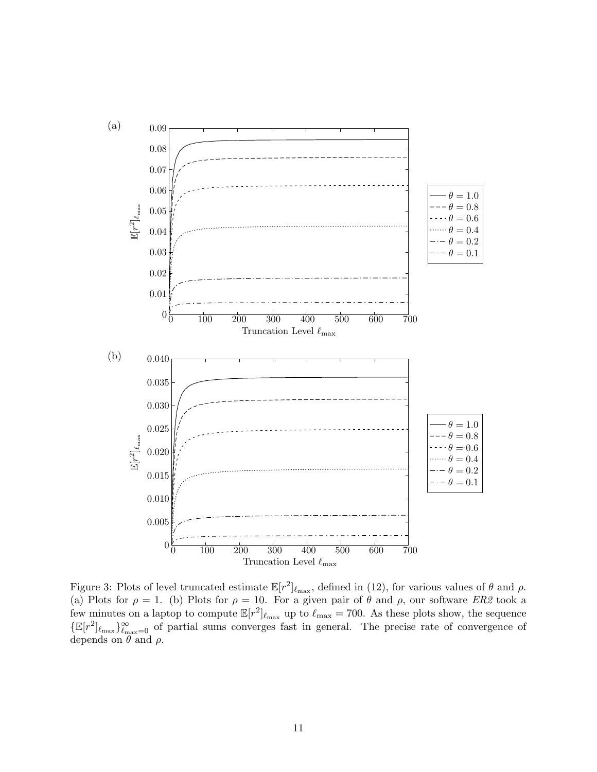Figure 3: Plots of level truncated estimate $\mathbb{E}[r^2]_{\ell_{\max}}$, defined in (12), for various values of $\theta$ and $\rho$. (a) Plots for $\rho = 1$. (b) Plots for $\rho = 10$. For a given pair of $\theta$ and $\rho$, our software *ER2* took a few minutes on a laptop to compute $\mathbb{E}[r^2]_{\ell_{\max}}$ up to $\ell_{\max} = 700$. As these plots show, the sequence $\{\mathbb{E}[r^2]_{\ell_{\max}}\}_{\ell_{\max}=0}^{\infty}$ of partial sums converges fast in general. The precise rate of convergence of depends on $\theta$ and $\rho$.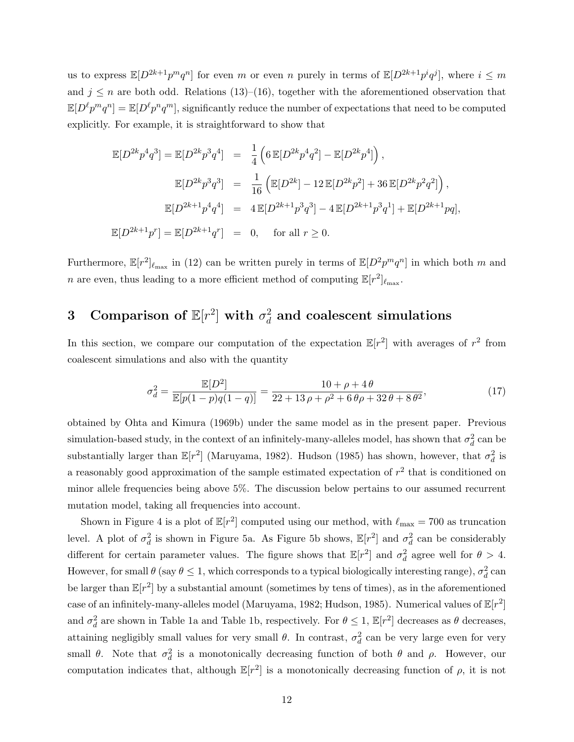us to express $\mathbb{E}[D^{2k+1}p^m q^n]$ for even $m$ or even $n$ purely in terms of $\mathbb{E}[D^{2k+1}p^i q^j]$, where $i \le m$ and $j \le n$ are both odd. Relations (13)–(16), together with the aforementioned observation that $\mathbb{E}[D^\ell p^m q^n] = \mathbb{E}[D^\ell p^n q^m]$, significantly reduce the number of expectations that need to be computed explicitly. For example, it is straightforward to show that

$$
\begin{aligned}
\mathbb{E}[D^{2k}p^4q^3] = \mathbb{E}[D^{2k}p^3q^4] &= \frac{1}{4}\left(6\,\mathbb{E}[D^{2k}p^4q^2] - \mathbb{E}[D^{2k}p^4]\right), \\
\mathbb{E}[D^{2k}p^3q^3] &= \frac{1}{16}\left(\mathbb{E}[D^{2k}] - 12\,\mathbb{E}[D^{2k}p^2] + 36\,\mathbb{E}[D^{2k}p^2q^2]\right), \\
\mathbb{E}[D^{2k+1}p^4q^4] &= 4\,\mathbb{E}[D^{2k+1}p^3q^3] - 4\,\mathbb{E}[D^{2k+1}p^3q^1] + \mathbb{E}[D^{2k+1}pq], \\
\mathbb{E}[D^{2k+1}p^r] = \mathbb{E}[D^{2k+1}q^r] &= 0, \quad \text{for all } r \ge 0.
\end{aligned}
$$

Furthermore, $\mathbb{E}[r^2]_{\ell_{\max}}$ in (12) can be written purely in terms of $\mathbb{E}[D^2p^mq^n]$ in which both $m$ and $n$ are even, thus leading to a more efficient method of computing $\mathbb{E}[r^2]_{\ell_{\max}}$.

## 3 Comparison of $\mathbb{E}[r^2]$ with $\sigma_d^2$ and coalescent simulations

In this section, we compare our computation of the expectation $\mathbb{E}[r^2]$ with averages of $r^2$ from coalescent simulations and also with the quantity

$$
\sigma_d^2 = \frac{\mathbb{E}[D^2]}{\mathbb{E}[p(1-p)q(1-q)]} = \frac{10 + \rho + 4\,\theta}{22 + 13\,\rho + \rho^2 + 6\,\theta\rho + 32\,\theta + 8\,\theta^2}, \tag{17}
$$

obtained by Ohta and Kimura (1969b) under the same model as in the present paper. Previous simulation-based study, in the context of an infinitely-many-alleles model, has shown that $\sigma_d^2$ can be substantially larger than $\mathbb{E}[r^2]$ (Maruyama, 1982). Hudson (1985) has shown, however, that $\sigma_d^2$ is a reasonably good approximation of the sample estimated expectation of $r^2$ that is conditioned on minor allele frequencies being above 5%. The discussion below pertains to our assumed recurrent mutation model, taking all frequencies into account.

Shown in Figure 4 is a plot of $\mathbb{E}[r^2]$ computed using our method, with $\ell_{\max} = 700$ as truncation level. A plot of $\sigma_d^2$ is shown in Figure 5a. As Figure 5b shows, $\mathbb{E}[r^2]$ and $\sigma_d^2$ can be considerably different for certain parameter values. The figure shows that $\mathbb{E}[r^2]$ and $\sigma_d^2$ agree well for $\theta > 4$. However, for small $\theta$ (say $\theta \le 1$, which corresponds to a typical biologically interesting range), $\sigma_d^2$ can be larger than $\mathbb{E}[r^2]$ by a substantial amount (sometimes by tens of times), as in the aforementioned case of an infinitely-many-alleles model (Maruyama, 1982; Hudson, 1985). Numerical values of $\mathbb{E}[r^2]$ and $\sigma_d^2$ are shown in Table 1a and Table 1b, respectively. For $\theta \le 1$, $\mathbb{E}[r^2]$ decreases as $\theta$ decreases, attaining negligibly small values for very small $\theta$. In contrast, $\sigma_d^2$ can be very large even for very small $\theta$. Note that $\sigma_d^2$ is a monotonically decreasing function of both $\theta$ and $\rho$. However, our computation indicates that, although $\mathbb{E}[r^2]$ is a monotonically decreasing function of $\rho$, it is not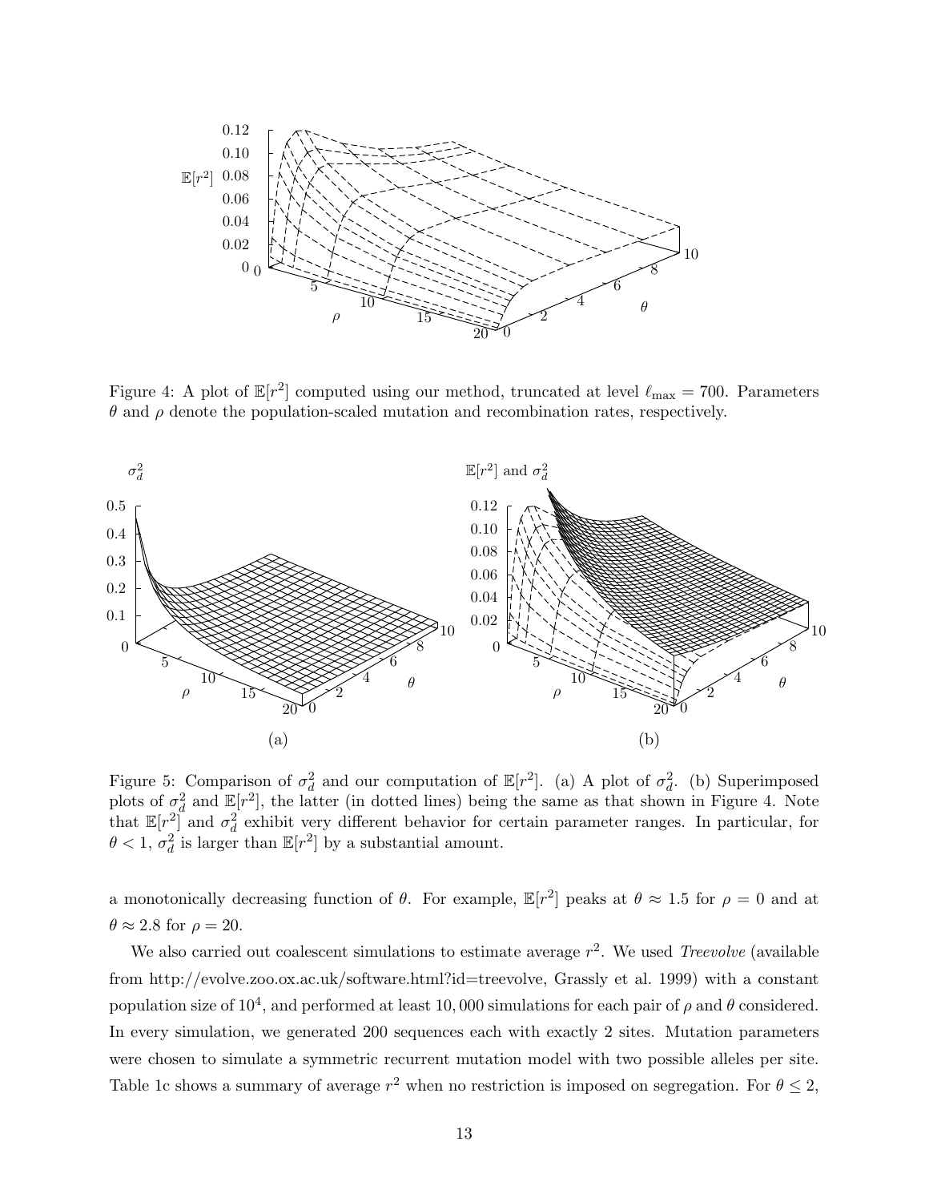Figure 4: A plot of $\mathbb{E}[r^2]$ computed using our method, truncated at level $\ell_{\max} = 700$. Parameters $\theta$ and $\rho$ denote the population-scaled mutation and recombination rates, respectively.

Figure 5: Comparison of $\sigma_d^2$ and our computation of $\mathbb{E}[r^2]$. (a) A plot of $\sigma_d^2$. (b) Superimposed plots of $\sigma_d^2$ and $\mathbb{E}[r^2]$, the latter (in dotted lines) being the same as that shown in Figure 4. Note that $\mathbb{E}[r^2]$ and $\sigma_d^2$ exhibit very different behavior for certain parameter ranges. In particular, for $\theta < 1$, $\sigma_d^2$ is larger than $\mathbb{E}[r^2]$ by a substantial amount.

a monotonically decreasing function of $\theta$. For example, $\mathbb{E}[r^2]$ peaks at $\theta \approx 1.5$ for $\rho = 0$ and at $\theta \approx 2.8$ for $\rho = 20$.

We also carried out coalescent simulations to estimate average $r^2$. We used *Treevolve* (available from http://evolve.zoo.ox.ac.uk/software.html?id=treevolve, Grassly et al. 1999) with a constant population size of $10^4$, and performed at least 10,000 simulations for each pair of $\rho$ and $\theta$ considered. In every simulation, we generated 200 sequences each with exactly 2 sites. Mutation parameters were chosen to simulate a symmetric recurrent mutation model with two possible alleles per site. Table 1c shows a summary of average $r^2$ when no restriction is imposed on segregation. For $\theta \leq 2$,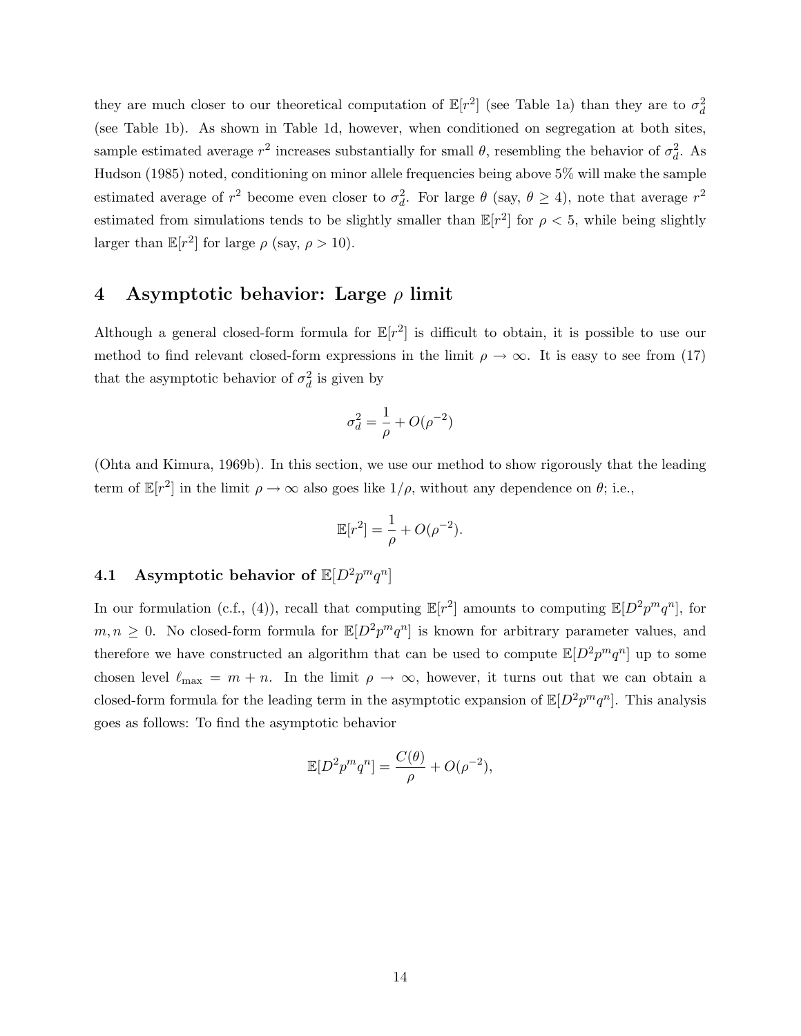they are much closer to our theoretical computation of $\mathbb{E}[r^2]$ (see Table 1a) than they are to $\sigma_d^2$ (see Table 1b). As shown in Table 1d, however, when conditioned on segregation at both sites, sample estimated average $r^2$ increases substantially for small $\theta$, resembling the behavior of $\sigma_d^2$. As Hudson (1985) noted, conditioning on minor allele frequencies being above 5% will make the sample estimated average of $r^2$ become even closer to $\sigma_d^2$. For large $\theta$ (say, $\theta \geq 4$), note that average $r^2$ estimated from simulations tends to be slightly smaller than $\mathbb{E}[r^2]$ for $\rho < 5$, while being slightly larger than $\mathbb{E}[r^2]$ for large $\rho$ (say, $\rho > 10$).

## 4 Asymptotic behavior: Large $\rho$ limit

Although a general closed-form formula for $\mathbb{E}[r^2]$ is difficult to obtain, it is possible to use our method to find relevant closed-form expressions in the limit $\rho \to \infty$. It is easy to see from (17) that the asymptotic behavior of $\sigma_d^2$ is given by

$$\sigma_d^2 = \frac{1}{\rho} + O(\rho^{-2})$$

(Ohta and Kimura, 1969b). In this section, we use our method to show rigorously that the leading term of $\mathbb{E}[r^2]$ in the limit $\rho \to \infty$ also goes like $1/\rho$, without any dependence on $\theta$; i.e.,

$$\mathbb{E}[r^2] = \frac{1}{\rho} + O(\rho^{-2}).$$

### 4.1 Asymptotic behavior of $\mathbb{E}[D^2 p^m q^n]$

In our formulation (c.f., (4)), recall that computing $\mathbb{E}[r^2]$ amounts to computing $\mathbb{E}[D^2 p^m q^n]$, for $m, n \geq 0$. No closed-form formula for $\mathbb{E}[D^2 p^m q^n]$ is known for arbitrary parameter values, and therefore we have constructed an algorithm that can be used to compute $\mathbb{E}[D^2 p^m q^n]$ up to some chosen level $\ell_{\max} = m + n$. In the limit $\rho \to \infty$, however, it turns out that we can obtain a closed-form formula for the leading term in the asymptotic expansion of $\mathbb{E}[D^2 p^m q^n]$. This analysis goes as follows: To find the asymptotic behavior

$$\mathbb{E}[D^2 p^m q^n] = \frac{C(\theta)}{\rho} + O(\rho^{-2}),$$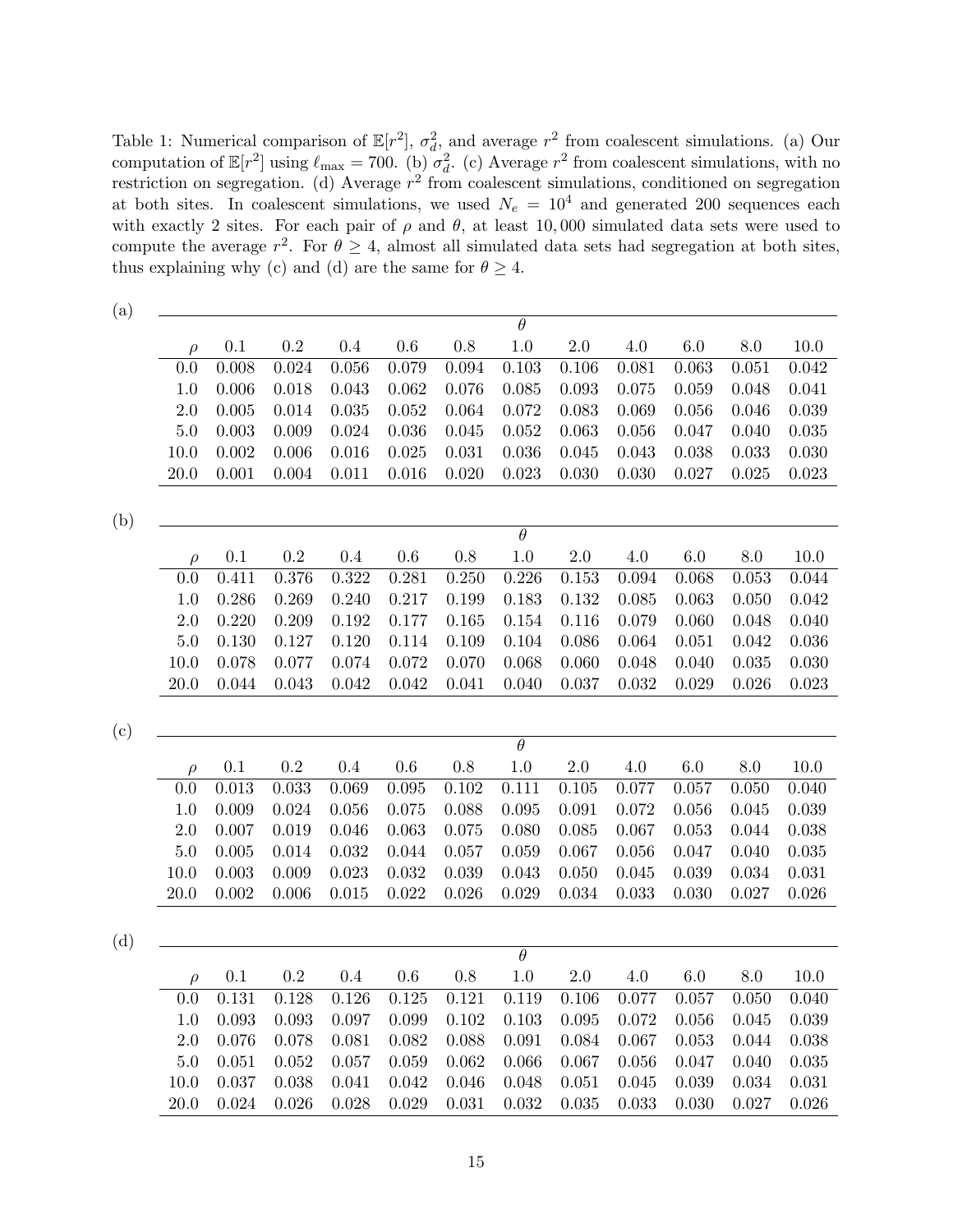Table 1: Numerical comparison of $\mathbb{E}[r^2]$, $\sigma_d^2$, and average $r^2$ from coalescent simulations. (a) Our computation of $\mathbb{E}[r^2]$ using $\ell_{\max} = 700$. (b) $\sigma_d^2$. (c) Average $r^2$ from coalescent simulations, with no restriction on segregation. (d) Average $r^2$ from coalescent simulations, conditioned on segregation at both sites. In coalescent simulations, we used $N_e = 10^4$ and generated 200 sequences each with exactly 2 sites. For each pair of $\rho$ and $\theta$, at least 10,000 simulated data sets were used to compute the average $r^2$. For $\theta \geq 4$, almost all simulated data sets had segregation at both sites, thus explaining why (c) and (d) are the same for $\theta \geq 4$.

(a)

| | $\theta$ | | | | | | | | | | |
|---|---|---|---|---|---|---|---|---|---|---|---|
| $\rho$ | 0.1 | 0.2 | 0.4 | 0.6 | 0.8 | 1.0 | 2.0 | 4.0 | 6.0 | 8.0 | 10.0 |
| 0.0 | 0.008 | 0.024 | 0.056 | 0.079 | 0.094 | 0.103 | 0.106 | 0.081 | 0.063 | 0.051 | 0.042 |
| 1.0 | 0.006 | 0.018 | 0.043 | 0.062 | 0.076 | 0.085 | 0.093 | 0.075 | 0.059 | 0.048 | 0.041 |
| 2.0 | 0.005 | 0.014 | 0.035 | 0.052 | 0.064 | 0.072 | 0.083 | 0.069 | 0.056 | 0.046 | 0.039 |
| 5.0 | 0.003 | 0.009 | 0.024 | 0.036 | 0.045 | 0.052 | 0.063 | 0.056 | 0.047 | 0.040 | 0.035 |
| 10.0 | 0.002 | 0.006 | 0.016 | 0.025 | 0.031 | 0.036 | 0.045 | 0.043 | 0.038 | 0.033 | 0.030 |
| 20.0 | 0.001 | 0.004 | 0.011 | 0.016 | 0.020 | 0.023 | 0.030 | 0.030 | 0.027 | 0.025 | 0.023 |

(b)

| | $\theta$ | | | | | | | | | | |
|---|---|---|---|---|---|---|---|---|---|---|---|
| $\rho$ | 0.1 | 0.2 | 0.4 | 0.6 | 0.8 | 1.0 | 2.0 | 4.0 | 6.0 | 8.0 | 10.0 |
| 0.0 | 0.411 | 0.376 | 0.322 | 0.281 | 0.250 | 0.226 | 0.153 | 0.094 | 0.068 | 0.053 | 0.044 |
| 1.0 | 0.286 | 0.269 | 0.240 | 0.217 | 0.199 | 0.183 | 0.132 | 0.085 | 0.063 | 0.050 | 0.042 |
| 2.0 | 0.220 | 0.209 | 0.192 | 0.177 | 0.165 | 0.154 | 0.116 | 0.079 | 0.060 | 0.048 | 0.040 |
| 5.0 | 0.130 | 0.127 | 0.120 | 0.114 | 0.109 | 0.104 | 0.086 | 0.064 | 0.051 | 0.042 | 0.036 |
| 10.0 | 0.078 | 0.077 | 0.074 | 0.072 | 0.070 | 0.068 | 0.060 | 0.048 | 0.040 | 0.035 | 0.030 |
| 20.0 | 0.044 | 0.043 | 0.042 | 0.042 | 0.041 | 0.040 | 0.037 | 0.032 | 0.029 | 0.026 | 0.023 |

(c)

| | $\theta$ | | | | | | | | | | |
|---|---|---|---|---|---|---|---|---|---|---|---|
| $\rho$ | 0.1 | 0.2 | 0.4 | 0.6 | 0.8 | 1.0 | 2.0 | 4.0 | 6.0 | 8.0 | 10.0 |
| 0.0 | 0.013 | 0.033 | 0.069 | 0.095 | 0.102 | 0.111 | 0.105 | 0.077 | 0.057 | 0.050 | 0.040 |
| 1.0 | 0.009 | 0.024 | 0.056 | 0.075 | 0.088 | 0.095 | 0.091 | 0.072 | 0.056 | 0.045 | 0.039 |
| 2.0 | 0.007 | 0.019 | 0.046 | 0.063 | 0.075 | 0.080 | 0.085 | 0.067 | 0.053 | 0.044 | 0.038 |
| 5.0 | 0.005 | 0.014 | 0.032 | 0.044 | 0.057 | 0.059 | 0.067 | 0.056 | 0.047 | 0.040 | 0.035 |
| 10.0 | 0.003 | 0.009 | 0.023 | 0.032 | 0.039 | 0.043 | 0.050 | 0.045 | 0.039 | 0.034 | 0.031 |
| 20.0 | 0.002 | 0.006 | 0.015 | 0.022 | 0.026 | 0.029 | 0.034 | 0.033 | 0.030 | 0.027 | 0.026 |

(d)

| | $\theta$ | | | | | | | | | | |
|---|---|---|---|---|---|---|---|---|---|---|---|
| $\rho$ | 0.1 | 0.2 | 0.4 | 0.6 | 0.8 | 1.0 | 2.0 | 4.0 | 6.0 | 8.0 | 10.0 |
| 0.0 | 0.131 | 0.128 | 0.126 | 0.125 | 0.121 | 0.119 | 0.106 | 0.077 | 0.057 | 0.050 | 0.040 |
| 1.0 | 0.093 | 0.093 | 0.097 | 0.099 | 0.102 | 0.103 | 0.095 | 0.072 | 0.056 | 0.045 | 0.039 |
| 2.0 | 0.076 | 0.078 | 0.081 | 0.082 | 0.088 | 0.091 | 0.084 | 0.067 | 0.053 | 0.044 | 0.038 |
| 5.0 | 0.051 | 0.052 | 0.057 | 0.059 | 0.062 | 0.066 | 0.067 | 0.056 | 0.047 | 0.040 | 0.035 |
| 10.0 | 0.037 | 0.038 | 0.041 | 0.042 | 0.046 | 0.048 | 0.051 | 0.045 | 0.039 | 0.034 | 0.031 |
| 20.0 | 0.024 | 0.026 | 0.028 | 0.029 | 0.031 | 0.032 | 0.035 | 0.033 | 0.030 | 0.027 | 0.026 |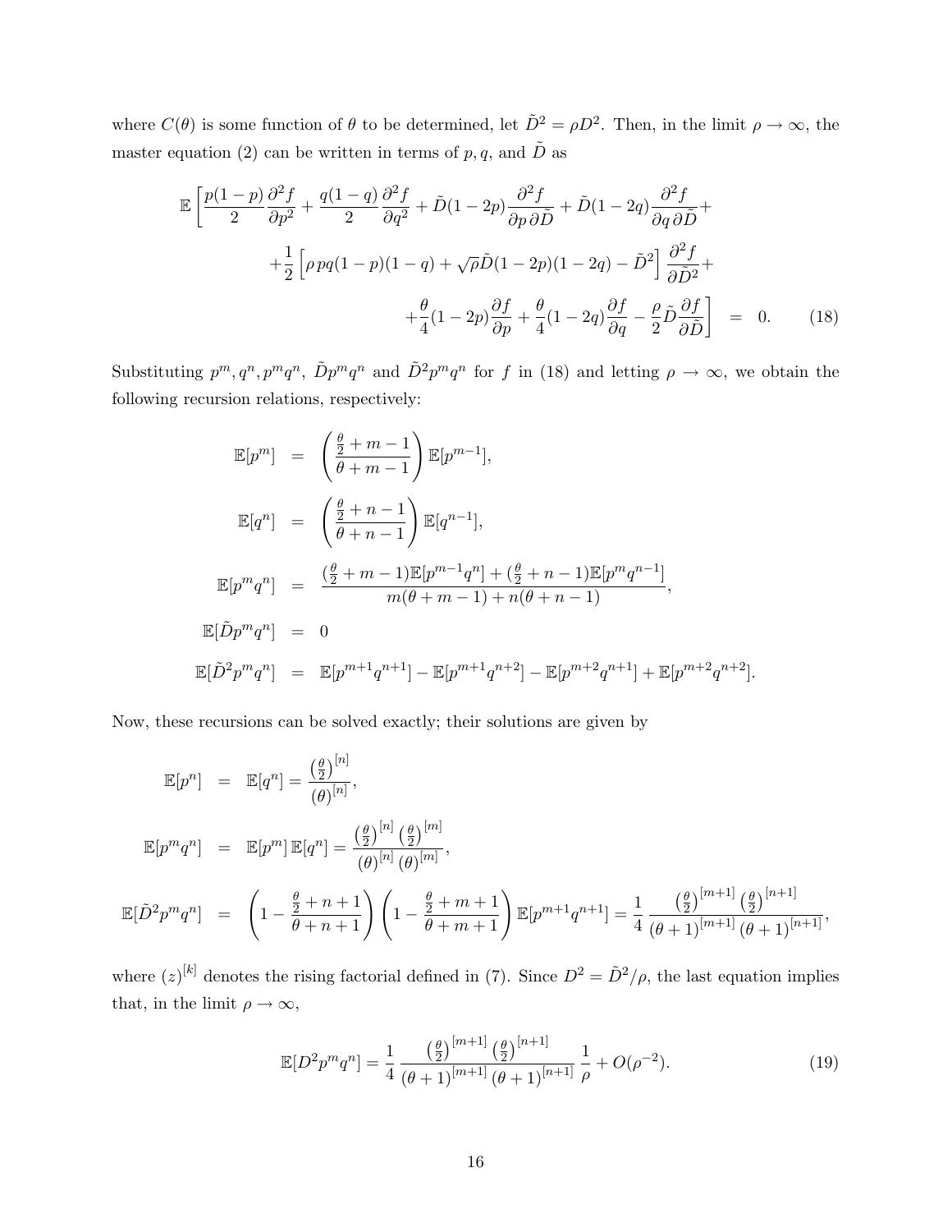where $C(\theta)$ is some function of $\theta$ to be determined, let $\tilde{D}^2 = \rho D^2$. Then, in the limit $\rho \to \infty$, the master equation (2) can be written in terms of $p, q$, and $\tilde{D}$ as

$$
\begin{aligned}
\mathbb{E}\Bigg[ \frac{p(1-p)}{2}\frac{\partial^2 f}{\partial p^2} + \frac{q(1-q)}{2}\frac{\partial^2 f}{\partial q^2} + \tilde{D}(1-2p)\frac{\partial^2 f}{\partial p\,\partial \tilde{D}} + \tilde{D}(1-2q)\frac{\partial^2 f}{\partial q\,\partial \tilde{D}} + \\
+\frac{1}{2}\left[\rho\, pq(1-p)(1-q) + \sqrt{\rho}\tilde{D}(1-2p)(1-2q) - \tilde{D}^2\right]\frac{\partial^2 f}{\partial \tilde{D}^2} + \\
+\frac{\theta}{4}(1-2p)\frac{\partial f}{\partial p} + \frac{\theta}{4}(1-2q)\frac{\partial f}{\partial q} - \frac{\rho}{2}\tilde{D}\frac{\partial f}{\partial \tilde{D}}\Bigg] \;=\; 0. \qquad (18)
\end{aligned}
$$

Substituting $p^m, q^n, p^m q^n,\ \tilde{D}p^m q^n$ and $\tilde{D}^2 p^m q^n$ for $f$ in (18) and letting $\rho \to \infty$, we obtain the following recursion relations, respectively:

$$
\begin{aligned}
\mathbb{E}[p^m] &= \left(\frac{\frac{\theta}{2}+m-1}{\theta+m-1}\right)\mathbb{E}[p^{m-1}], \\
\mathbb{E}[q^n] &= \left(\frac{\frac{\theta}{2}+n-1}{\theta+n-1}\right)\mathbb{E}[q^{n-1}], \\
\mathbb{E}[p^m q^n] &= \frac{(\frac{\theta}{2}+m-1)\mathbb{E}[p^{m-1}q^n] + (\frac{\theta}{2}+n-1)\mathbb{E}[p^m q^{n-1}]}{m(\theta+m-1)+n(\theta+n-1)}, \\
\mathbb{E}[\tilde{D}p^m q^n] &= 0 \\
\mathbb{E}[\tilde{D}^2 p^m q^n] &= \mathbb{E}[p^{m+1}q^{n+1}] - \mathbb{E}[p^{m+1}q^{n+2}] - \mathbb{E}[p^{m+2}q^{n+1}] + \mathbb{E}[p^{m+2}q^{n+2}].
\end{aligned}
$$

Now, these recursions can be solved exactly; their solutions are given by

$$
\begin{aligned}
\mathbb{E}[p^n] &= \mathbb{E}[q^n] = \frac{\left(\frac{\theta}{2}\right)^{[n]}}{(\theta)^{[n]}}, \\
\mathbb{E}[p^m q^n] &= \mathbb{E}[p^m]\,\mathbb{E}[q^n] = \frac{\left(\frac{\theta}{2}\right)^{[n]}\left(\frac{\theta}{2}\right)^{[m]}}{(\theta)^{[n]}\,(\theta)^{[m]}}, \\
\mathbb{E}[\tilde{D}^2 p^m q^n] &= \left(1 - \frac{\frac{\theta}{2}+n+1}{\theta+n+1}\right)\left(1 - \frac{\frac{\theta}{2}+m+1}{\theta+m+1}\right)\mathbb{E}[p^{m+1}q^{n+1}] = \frac{1}{4}\,\frac{\left(\frac{\theta}{2}\right)^{[m+1]}\left(\frac{\theta}{2}\right)^{[n+1]}}{(\theta+1)^{[m+1]}\,(\theta+1)^{[n+1]}},
\end{aligned}
$$

where $(z)^{[k]}$ denotes the rising factorial defined in (7). Since $D^2 = \tilde{D}^2/\rho$, the last equation implies that, in the limit $\rho \to \infty$,

$$
\mathbb{E}[D^2 p^m q^n] = \frac{1}{4}\,\frac{\left(\frac{\theta}{2}\right)^{[m+1]}\left(\frac{\theta}{2}\right)^{[n+1]}}{(\theta+1)^{[m+1]}\,(\theta+1)^{[n+1]}}\,\frac{1}{\rho} + O(\rho^{-2}). \qquad (19)
$$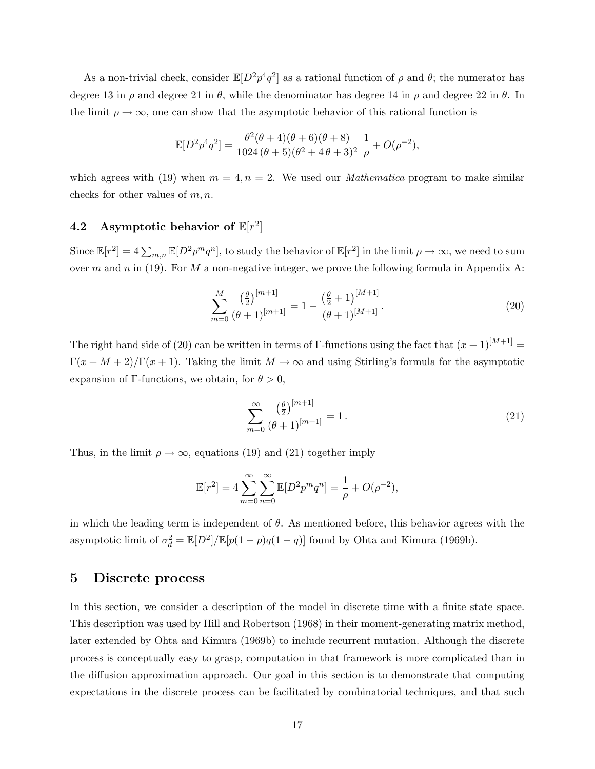As a non-trivial check, consider $\mathbb{E}[D^2 p^4 q^2]$ as a rational function of $\rho$ and $\theta$; the numerator has degree 13 in $\rho$ and degree 21 in $\theta$, while the denominator has degree 14 in $\rho$ and degree 22 in $\theta$. In the limit $\rho \to \infty$, one can show that the asymptotic behavior of this rational function is

$$\mathbb{E}[D^2 p^4 q^2] = \frac{\theta^2(\theta+4)(\theta+6)(\theta+8)}{1024\,(\theta+5)(\theta^2+4\,\theta+3)^2}\ \frac{1}{\rho} + O(\rho^{-2}),$$

which agrees with (19) when $m=4, n=2$. We used our *Mathematica* program to make similar checks for other values of $m, n$.

### 4.2 Asymptotic behavior of $\mathbb{E}[r^2]$

Since $\mathbb{E}[r^2] = 4\sum_{m,n}\mathbb{E}[D^2 p^m q^n]$, to study the behavior of $\mathbb{E}[r^2]$ in the limit $\rho \to \infty$, we need to sum over $m$ and $n$ in (19). For $M$ a non-negative integer, we prove the following formula in Appendix A:

$$\sum_{m=0}^{M} \frac{\left(\frac{\theta}{2}\right)^{[m+1]}}{(\theta+1)^{[m+1]}} = 1 - \frac{\left(\frac{\theta}{2}+1\right)^{[M+1]}}{(\theta+1)^{[M+1]}}. \tag{20}$$

The right hand side of (20) can be written in terms of $\Gamma$-functions using the fact that $(x+1)^{[M+1]} = \Gamma(x+M+2)/\Gamma(x+1)$. Taking the limit $M \to \infty$ and using Stirling's formula for the asymptotic expansion of $\Gamma$-functions, we obtain, for $\theta > 0$,

$$\sum_{m=0}^{\infty} \frac{\left(\frac{\theta}{2}\right)^{[m+1]}}{(\theta+1)^{[m+1]}} = 1\,. \tag{21}$$

Thus, in the limit $\rho \to \infty$, equations (19) and (21) together imply

$$\mathbb{E}[r^2] = 4\sum_{m=0}^{\infty}\sum_{n=0}^{\infty}\mathbb{E}[D^2 p^m q^n] = \frac{1}{\rho} + O(\rho^{-2}),$$

in which the leading term is independent of $\theta$. As mentioned before, this behavior agrees with the asymptotic limit of $\sigma_d^2 = \mathbb{E}[D^2]/\mathbb{E}[p(1-p)q(1-q)]$ found by Ohta and Kimura (1969b).

## 5 Discrete process

In this section, we consider a description of the model in discrete time with a finite state space. This description was used by Hill and Robertson (1968) in their moment-generating matrix method, later extended by Ohta and Kimura (1969b) to include recurrent mutation. Although the discrete process is conceptually easy to grasp, computation in that framework is more complicated than in the diffusion approximation approach. Our goal in this section is to demonstrate that computing expectations in the discrete process can be facilitated by combinatorial techniques, and that such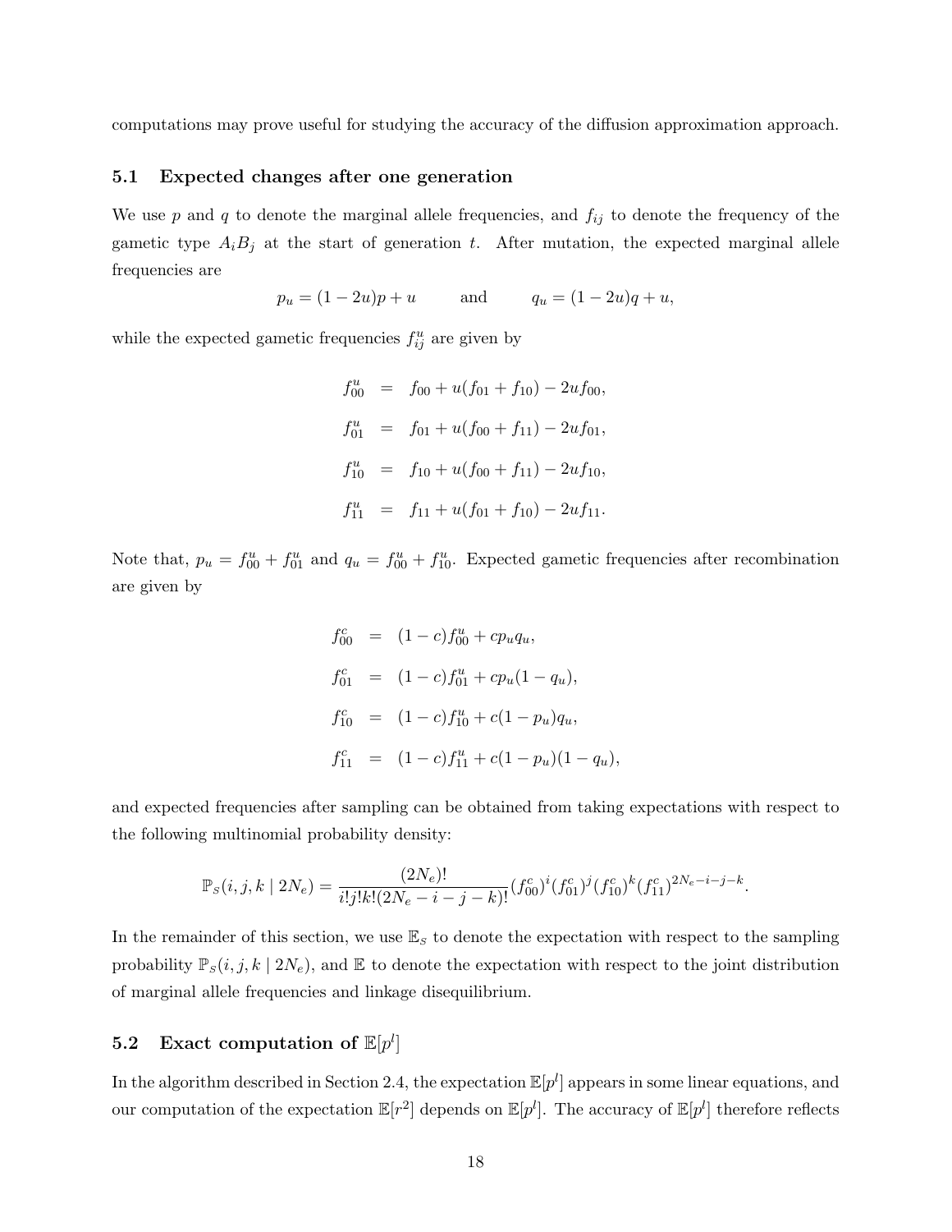computations may prove useful for studying the accuracy of the diffusion approximation approach.

### 5.1 Expected changes after one generation

We use $p$ and $q$ to denote the marginal allele frequencies, and $f_{ij}$ to denote the frequency of the gametic type $A_iB_j$ at the start of generation $t$. After mutation, the expected marginal allele frequencies are

$$p_u = (1-2u)p + u \qquad \text{and} \qquad q_u = (1-2u)q + u,$$

while the expected gametic frequencies $f_{ij}^u$ are given by

$$\begin{aligned}
f_{00}^u &= f_{00} + u(f_{01} + f_{10}) - 2uf_{00}, \\
f_{01}^u &= f_{01} + u(f_{00} + f_{11}) - 2uf_{01}, \\
f_{10}^u &= f_{10} + u(f_{00} + f_{11}) - 2uf_{10}, \\
f_{11}^u &= f_{11} + u(f_{01} + f_{10}) - 2uf_{11}.
\end{aligned}$$

Note that, $p_u = f_{00}^u + f_{01}^u$ and $q_u = f_{00}^u + f_{10}^u$. Expected gametic frequencies after recombination are given by

$$\begin{aligned}
f_{00}^c &= (1-c)f_{00}^u + cp_uq_u, \\
f_{01}^c &= (1-c)f_{01}^u + cp_u(1-q_u), \\
f_{10}^c &= (1-c)f_{10}^u + c(1-p_u)q_u, \\
f_{11}^c &= (1-c)f_{11}^u + c(1-p_u)(1-q_u),
\end{aligned}$$

and expected frequencies after sampling can be obtained from taking expectations with respect to the following multinomial probability density:

$$\mathbb{P}_S(i,j,k \mid 2N_e) = \frac{(2N_e)!}{i!j!k!(2N_e-i-j-k)!}(f_{00}^c)^i(f_{01}^c)^j(f_{10}^c)^k(f_{11}^c)^{2N_e-i-j-k}.$$

In the remainder of this section, we use $\mathbb{E}_S$ to denote the expectation with respect to the sampling probability $\mathbb{P}_S(i,j,k \mid 2N_e)$, and $\mathbb{E}$ to denote the expectation with respect to the joint distribution of marginal allele frequencies and linkage disequilibrium.

### 5.2 Exact computation of $\mathbb{E}[p^l]$

In the algorithm described in Section 2.4, the expectation $\mathbb{E}[p^l]$ appears in some linear equations, and our computation of the expectation $\mathbb{E}[r^2]$ depends on $\mathbb{E}[p^l]$. The accuracy of $\mathbb{E}[p^l]$ therefore reflects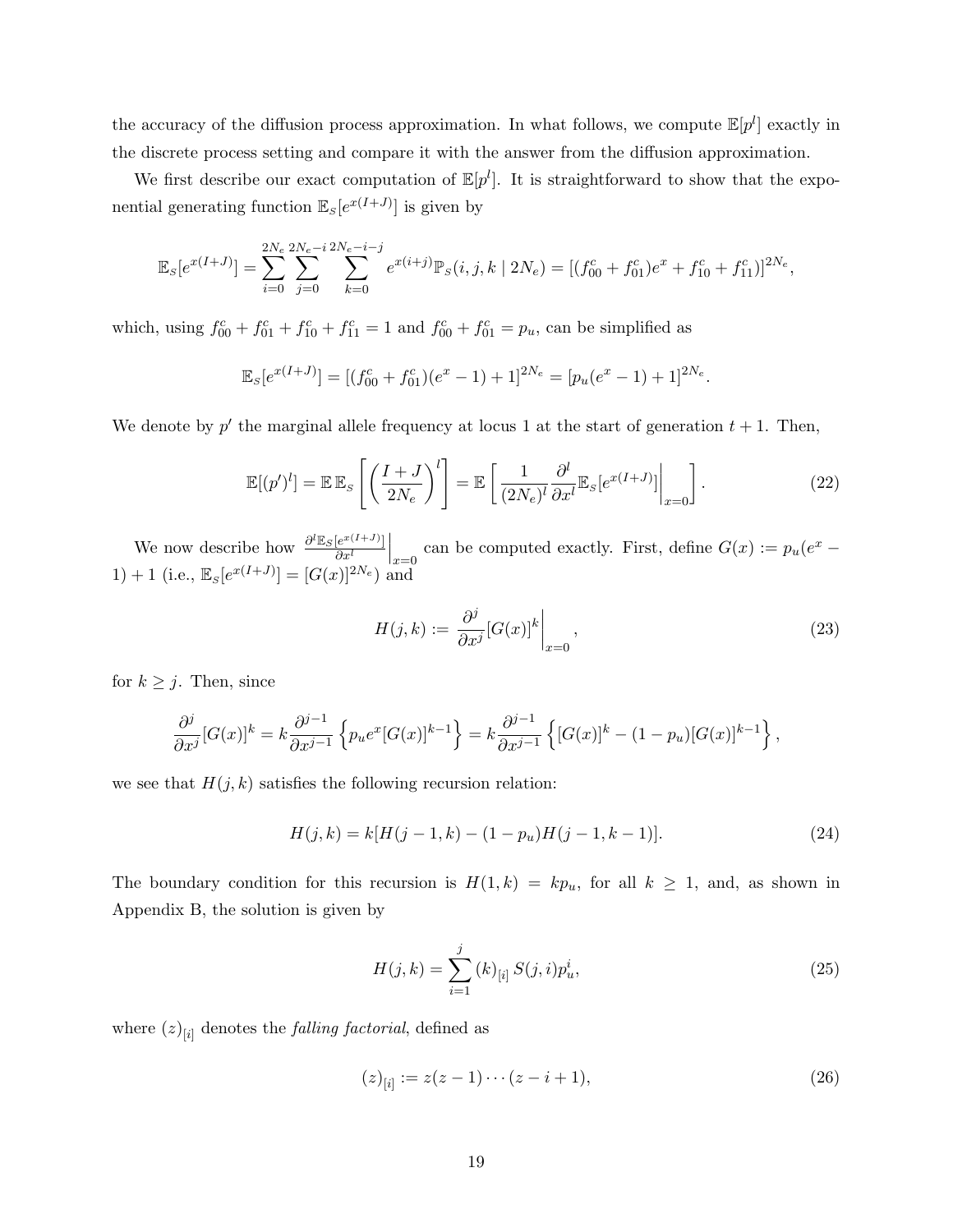the accuracy of the diffusion process approximation. In what follows, we compute $\mathbb{E}[p^l]$ exactly in the discrete process setting and compare it with the answer from the diffusion approximation.

We first describe our exact computation of $\mathbb{E}[p^l]$. It is straightforward to show that the exponential generating function $\mathbb{E}_S[e^{x(I+J)}]$ is given by

$$
\mathbb{E}_S[e^{x(I+J)}] = \sum_{i=0}^{2N_e} \sum_{j=0}^{2N_e-i} \sum_{k=0}^{2N_e-i-j} e^{x(i+j)} \mathbb{P}_S(i,j,k \mid 2N_e) = [(f_{00}^c + f_{01}^c)e^x + f_{10}^c + f_{11}^c)]^{2N_e},
$$

which, using $f_{00}^c + f_{01}^c + f_{10}^c + f_{11}^c = 1$ and $f_{00}^c + f_{01}^c = p_u$, can be simplified as

$$
\mathbb{E}_S[e^{x(I+J)}] = [(f_{00}^c + f_{01}^c)(e^x - 1) + 1]^{2N_e} = [p_u(e^x - 1) + 1]^{2N_e}.
$$

We denote by $p'$ the marginal allele frequency at locus 1 at the start of generation $t+1$. Then,

$$
\mathbb{E}[(p')^l] = \mathbb{E}\,\mathbb{E}_S\left[\left(\frac{I+J}{2N_e}\right)^l\right] = \mathbb{E}\left[\frac{1}{(2N_e)^l}\frac{\partial^l}{\partial x^l}\mathbb{E}_S[e^{x(I+J)}]\bigg|_{x=0}\right]. \tag{22}
$$

We now describe how $\frac{\partial^l \mathbb{E}_S[e^{x(I+J)}]}{\partial x^l}\Big|_{x=0}$ can be computed exactly. First, define $G(x) := p_u(e^x - 1) + 1$ (i.e., $\mathbb{E}_S[e^{x(I+J)}] = [G(x)]^{2N_e}$) and

$$
H(j,k) := \frac{\partial^j}{\partial x^j}[G(x)]^k\bigg|_{x=0}, \tag{23}
$$

for $k \geq j$. Then, since

$$
\frac{\partial^j}{\partial x^j}[G(x)]^k = k\frac{\partial^{j-1}}{\partial x^{j-1}}\left\{p_u e^x [G(x)]^{k-1}\right\} = k\frac{\partial^{j-1}}{\partial x^{j-1}}\left\{[G(x)]^k - (1-p_u)[G(x)]^{k-1}\right\},
$$

we see that $H(j,k)$ satisfies the following recursion relation:

$$
H(j,k) = k[H(j-1,k) - (1-p_u)H(j-1,k-1)]. \tag{24}
$$

The boundary condition for this recursion is $H(1,k) = kp_u$, for all $k \geq 1$, and, as shown in Appendix B, the solution is given by

$$
H(j,k) = \sum_{i=1}^{j} (k)_{[i]}\, S(j,i) p_u^i, \tag{25}
$$

where $(z)_{[i]}$ denotes the *falling factorial*, defined as

$$
(z)_{[i]} := z(z-1)\cdots(z-i+1), \tag{26}
$$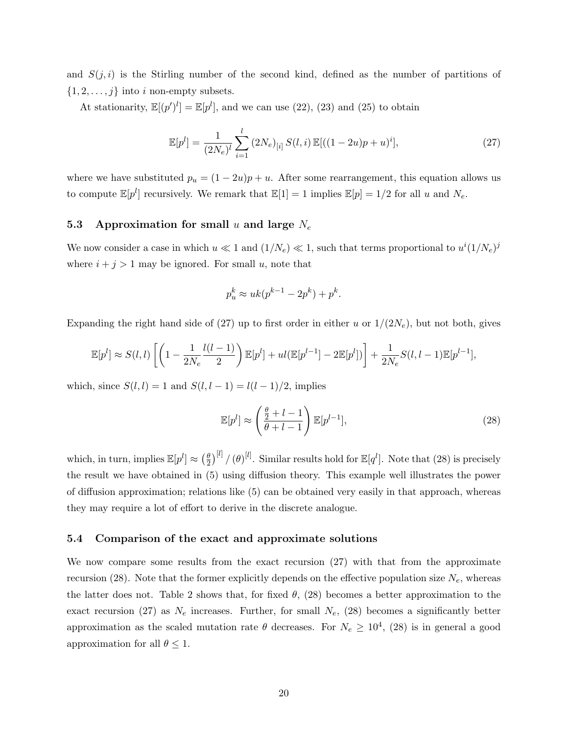and $S(j,i)$ is the Stirling number of the second kind, defined as the number of partitions of $\{1, 2, \ldots, j\}$ into $i$ non-empty subsets.

At stationarity, $\mathbb{E}[(p')^l] = \mathbb{E}[p^l]$, and we can use (22), (23) and (25) to obtain

$$\mathbb{E}[p^l] = \frac{1}{(2N_e)^l} \sum_{i=1}^{l} (2N_e)_{[i]} \, S(l,i) \, \mathbb{E}[((1-2u)p + u)^i], \tag{27}$$

where we have substituted $p_u = (1-2u)p + u$. After some rearrangement, this equation allows us to compute $\mathbb{E}[p^l]$ recursively. We remark that $\mathbb{E}[1] = 1$ implies $\mathbb{E}[p] = 1/2$ for all $u$ and $N_e$.

### 5.3 Approximation for small $u$ and large $N_e$

We now consider a case in which $u \ll 1$ and $(1/N_e) \ll 1$, such that terms proportional to $u^i (1/N_e)^j$ where $i + j > 1$ may be ignored. For small $u$, note that

$$p_u^k \approx uk(p^{k-1} - 2p^k) + p^k.$$

Expanding the right hand side of (27) up to first order in either $u$ or $1/(2N_e)$, but not both, gives

$$\mathbb{E}[p^l] \approx S(l,l) \left[ \left( 1 - \frac{1}{2N_e} \frac{l(l-1)}{2} \right) \mathbb{E}[p^l] + ul(\mathbb{E}[p^{l-1}] - 2\mathbb{E}[p^l]) \right] + \frac{1}{2N_e} S(l, l-1) \mathbb{E}[p^{l-1}],$$

which, since $S(l,l) = 1$ and $S(l, l-1) = l(l-1)/2$, implies

$$\mathbb{E}[p^l] \approx \left( \frac{\frac{\theta}{2} + l - 1}{\theta + l - 1} \right) \mathbb{E}[p^{l-1}], \tag{28}$$

which, in turn, implies $\mathbb{E}[p^l] \approx \left(\frac{\theta}{2}\right)^{[l]} / \, (\theta)^{[l]}$. Similar results hold for $\mathbb{E}[q^l]$. Note that (28) is precisely the result we have obtained in (5) using diffusion theory. This example well illustrates the power of diffusion approximation; relations like (5) can be obtained very easily in that approach, whereas they may require a lot of effort to derive in the discrete analogue.

### 5.4 Comparison of the exact and approximate solutions

We now compare some results from the exact recursion (27) with that from the approximate recursion (28). Note that the former explicitly depends on the effective population size $N_e$, whereas the latter does not. Table 2 shows that, for fixed $\theta$, (28) becomes a better approximation to the exact recursion (27) as $N_e$ increases. Further, for small $N_e$, (28) becomes a significantly better approximation as the scaled mutation rate $\theta$ decreases. For $N_e \geq 10^4$, (28) is in general a good approximation for all $\theta \leq 1$.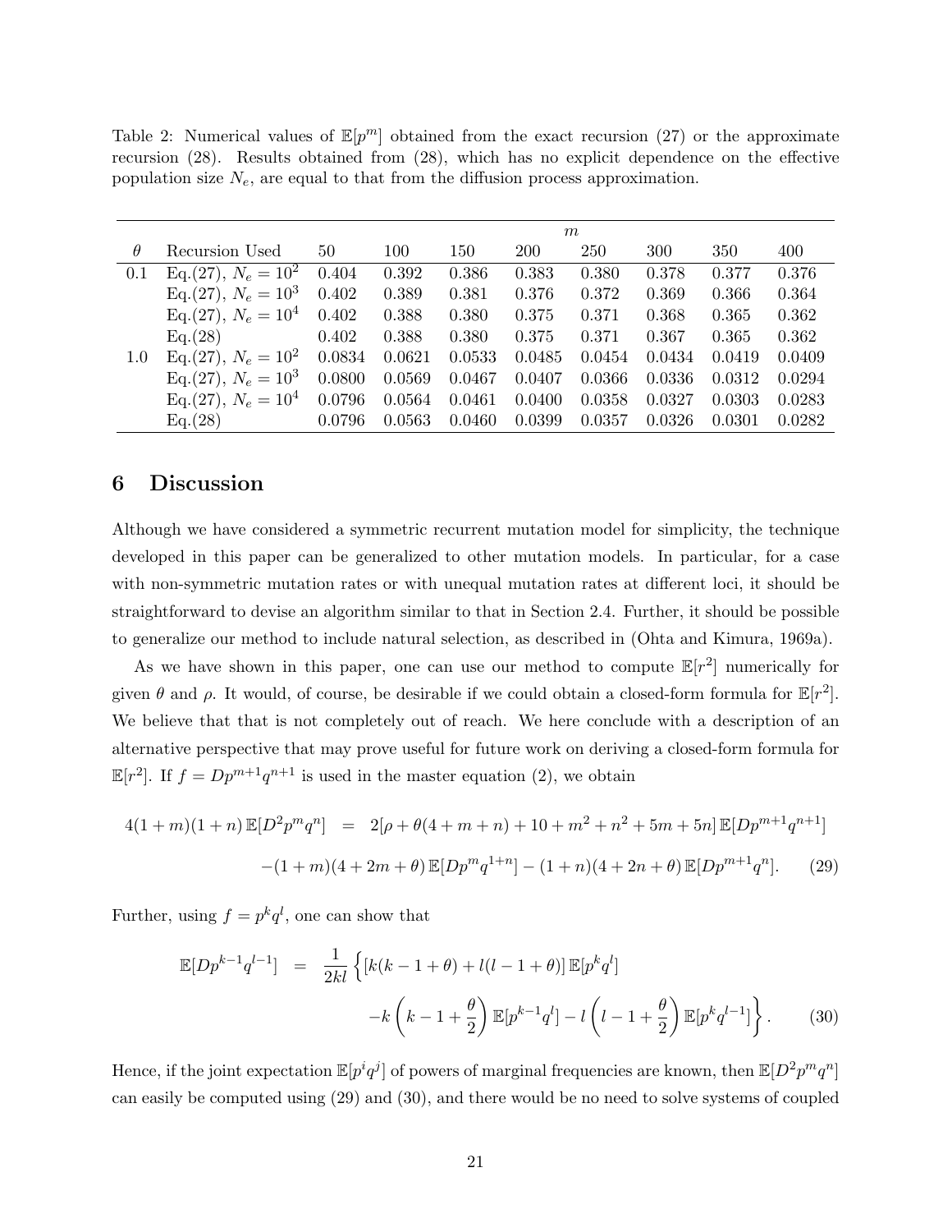Table 2: Numerical values of $\mathbb{E}[p^m]$ obtained from the exact recursion (27) or the approximate recursion (28). Results obtained from (28), which has no explicit dependence on the effective population size $N_e$, are equal to that from the diffusion process approximation.

| | | $m$ | | | | | | | |
|---|---|---|---|---|---|---|---|---|---|
| $\theta$ | Recursion Used | 50 | 100 | 150 | 200 | 250 | 300 | 350 | 400 |
| 0.1 | Eq.(27), $N_e = 10^2$ | 0.404 | 0.392 | 0.386 | 0.383 | 0.380 | 0.378 | 0.377 | 0.376 |
| | Eq.(27), $N_e = 10^3$ | 0.402 | 0.389 | 0.381 | 0.376 | 0.372 | 0.369 | 0.366 | 0.364 |
| | Eq.(27), $N_e = 10^4$ | 0.402 | 0.388 | 0.380 | 0.375 | 0.371 | 0.368 | 0.365 | 0.362 |
| | Eq.(28) | 0.402 | 0.388 | 0.380 | 0.375 | 0.371 | 0.367 | 0.365 | 0.362 |
| 1.0 | Eq.(27), $N_e = 10^2$ | 0.0834 | 0.0621 | 0.0533 | 0.0485 | 0.0454 | 0.0434 | 0.0419 | 0.0409 |
| | Eq.(27), $N_e = 10^3$ | 0.0800 | 0.0569 | 0.0467 | 0.0407 | 0.0366 | 0.0336 | 0.0312 | 0.0294 |
| | Eq.(27), $N_e = 10^4$ | 0.0796 | 0.0564 | 0.0461 | 0.0400 | 0.0358 | 0.0327 | 0.0303 | 0.0283 |
| | Eq.(28) | 0.0796 | 0.0563 | 0.0460 | 0.0399 | 0.0357 | 0.0326 | 0.0301 | 0.0282 |

## 6 Discussion

Although we have considered a symmetric recurrent mutation model for simplicity, the technique developed in this paper can be generalized to other mutation models. In particular, for a case with non-symmetric mutation rates or with unequal mutation rates at different loci, it should be straightforward to devise an algorithm similar to that in Section 2.4. Further, it should be possible to generalize our method to include natural selection, as described in (Ohta and Kimura, 1969a).

As we have shown in this paper, one can use our method to compute $\mathbb{E}[r^2]$ numerically for given $\theta$ and $\rho$. It would, of course, be desirable if we could obtain a closed-form formula for $\mathbb{E}[r^2]$. We believe that that is not completely out of reach. We here conclude with a description of an alternative perspective that may prove useful for future work on deriving a closed-form formula for $\mathbb{E}[r^2]$. If $f = Dp^{m+1}q^{n+1}$ is used in the master equation (2), we obtain

$$
\begin{aligned}
4(1+m)(1+n)\,\mathbb{E}[D^2p^mq^n] &= 2[\rho + \theta(4+m+n) + 10 + m^2 + n^2 + 5m + 5n]\,\mathbb{E}[Dp^{m+1}q^{n+1}] \\
&\quad -(1+m)(4+2m+\theta)\,\mathbb{E}[Dp^mq^{1+n}] - (1+n)(4+2n+\theta)\,\mathbb{E}[Dp^{m+1}q^n]. \qquad (29)
\end{aligned}
$$

Further, using $f = p^kq^l$, one can show that

$$
\begin{aligned}
\mathbb{E}[Dp^{k-1}q^{l-1}] &= \frac{1}{2kl}\Big\{[k(k-1+\theta) + l(l-1+\theta)]\,\mathbb{E}[p^kq^l] \\
&\quad -k\left(k-1+\frac{\theta}{2}\right)\mathbb{E}[p^{k-1}q^l] - l\left(l-1+\frac{\theta}{2}\right)\mathbb{E}[p^kq^{l-1}]\Big\}. \qquad (30)
\end{aligned}
$$

Hence, if the joint expectation $\mathbb{E}[p^iq^j]$ of powers of marginal frequencies are known, then $\mathbb{E}[D^2p^mq^n]$ can easily be computed using (29) and (30), and there would be no need to solve systems of coupled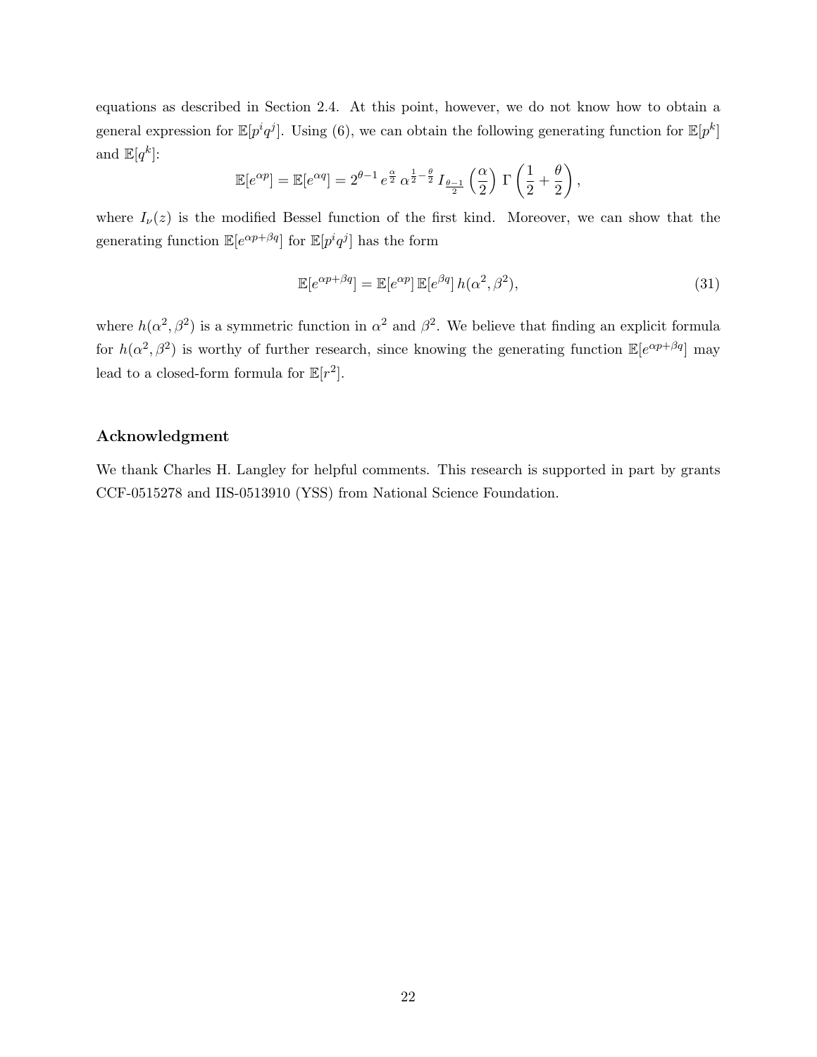equations as described in Section 2.4. At this point, however, we do not know how to obtain a general expression for $\mathbb{E}[p^i q^j]$. Using (6), we can obtain the following generating function for $\mathbb{E}[p^k]$ and $\mathbb{E}[q^k]$:

$$\mathbb{E}[e^{\alpha p}] = \mathbb{E}[e^{\alpha q}] = 2^{\theta-1}\, e^{\frac{\alpha}{2}}\, \alpha^{\frac{1}{2}-\frac{\theta}{2}}\, I_{\frac{\theta-1}{2}}\left(\frac{\alpha}{2}\right)\, \Gamma\left(\frac{1}{2}+\frac{\theta}{2}\right),$$

where $I_\nu(z)$ is the modified Bessel function of the first kind. Moreover, we can show that the generating function $\mathbb{E}[e^{\alpha p+\beta q}]$ for $\mathbb{E}[p^i q^j]$ has the form

$$\mathbb{E}[e^{\alpha p+\beta q}] = \mathbb{E}[e^{\alpha p}]\, \mathbb{E}[e^{\beta q}]\, h(\alpha^2, \beta^2), \tag{31}$$

where $h(\alpha^2, \beta^2)$ is a symmetric function in $\alpha^2$ and $\beta^2$. We believe that finding an explicit formula for $h(\alpha^2, \beta^2)$ is worthy of further research, since knowing the generating function $\mathbb{E}[e^{\alpha p+\beta q}]$ may lead to a closed-form formula for $\mathbb{E}[r^2]$.

## Acknowledgment

We thank Charles H. Langley for helpful comments. This research is supported in part by grants CCF-0515278 and IIS-0513910 (YSS) from National Science Foundation.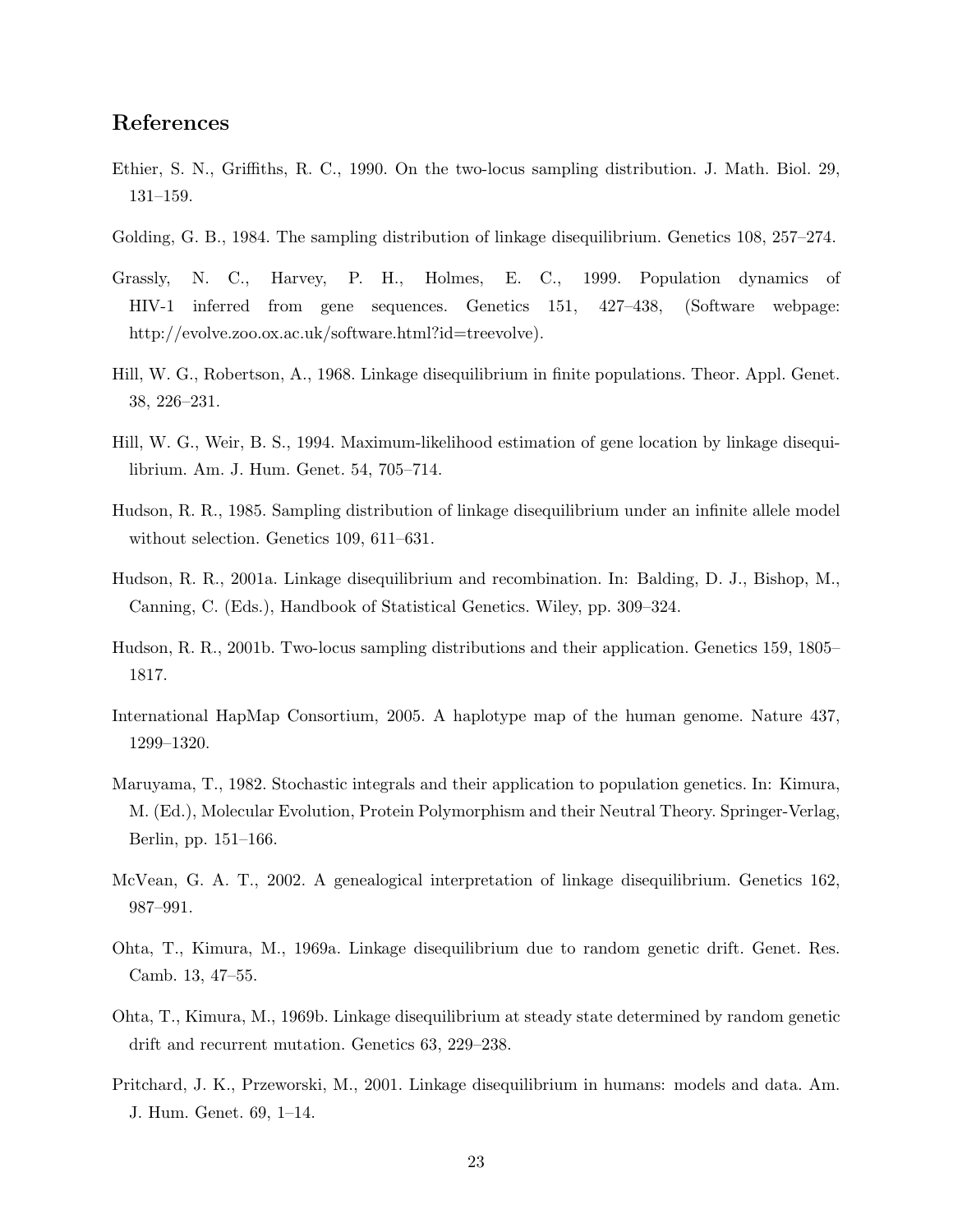## References

Ethier, S. N., Griffiths, R. C., 1990. On the two-locus sampling distribution. J. Math. Biol. 29, 131–159.

Golding, G. B., 1984. The sampling distribution of linkage disequilibrium. Genetics 108, 257–274.

Grassly, N. C., Harvey, P. H., Holmes, E. C., 1999. Population dynamics of HIV-1 inferred from gene sequences. Genetics 151, 427–438, (Software webpage: http://evolve.zoo.ox.ac.uk/software.html?id=treevolve).

Hill, W. G., Robertson, A., 1968. Linkage disequilibrium in finite populations. Theor. Appl. Genet. 38, 226–231.

Hill, W. G., Weir, B. S., 1994. Maximum-likelihood estimation of gene location by linkage disequilibrium. Am. J. Hum. Genet. 54, 705–714.

Hudson, R. R., 1985. Sampling distribution of linkage disequilibrium under an infinite allele model without selection. Genetics 109, 611–631.

Hudson, R. R., 2001a. Linkage disequilibrium and recombination. In: Balding, D. J., Bishop, M., Canning, C. (Eds.), Handbook of Statistical Genetics. Wiley, pp. 309–324.

Hudson, R. R., 2001b. Two-locus sampling distributions and their application. Genetics 159, 1805–1817.

International HapMap Consortium, 2005. A haplotype map of the human genome. Nature 437, 1299–1320.

Maruyama, T., 1982. Stochastic integrals and their application to population genetics. In: Kimura, M. (Ed.), Molecular Evolution, Protein Polymorphism and their Neutral Theory. Springer-Verlag, Berlin, pp. 151–166.

McVean, G. A. T., 2002. A genealogical interpretation of linkage disequilibrium. Genetics 162, 987–991.

Ohta, T., Kimura, M., 1969a. Linkage disequilibrium due to random genetic drift. Genet. Res. Camb. 13, 47–55.

Ohta, T., Kimura, M., 1969b. Linkage disequilibrium at steady state determined by random genetic drift and recurrent mutation. Genetics 63, 229–238.

Pritchard, J. K., Przeworski, M., 2001. Linkage disequilibrium in humans: models and data. Am. J. Hum. Genet. 69, 1–14.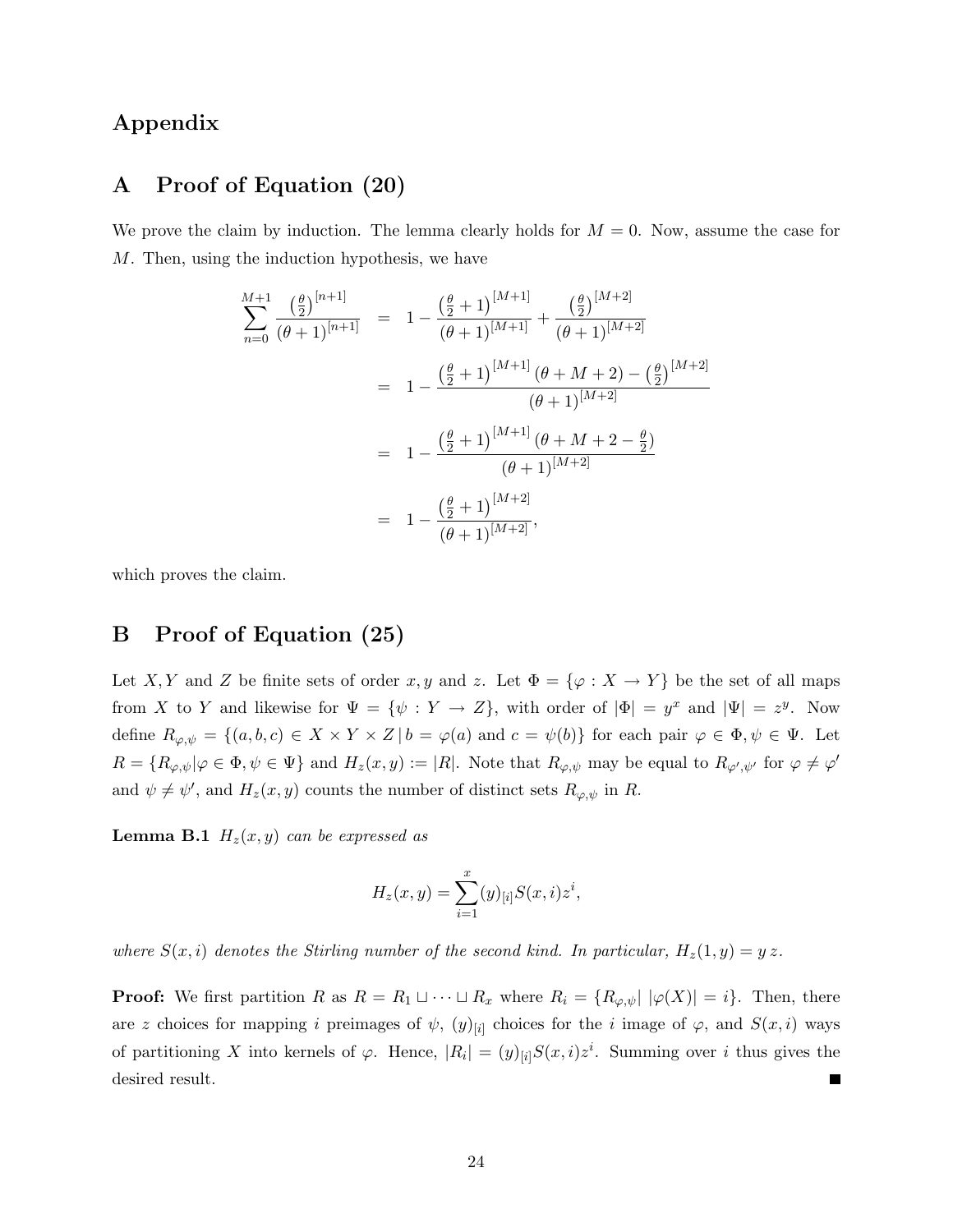# Appendix

## A Proof of Equation (20)

We prove the claim by induction. The lemma clearly holds for $M = 0$. Now, assume the case for $M$. Then, using the induction hypothesis, we have

$$
\begin{aligned}
\sum_{n=0}^{M+1} \frac{\left(\frac{\theta}{2}\right)^{[n+1]}}{(\theta+1)^{[n+1]}} &= 1 - \frac{\left(\frac{\theta}{2}+1\right)^{[M+1]}}{(\theta+1)^{[M+1]}} + \frac{\left(\frac{\theta}{2}\right)^{[M+2]}}{(\theta+1)^{[M+2]}} \\
&= 1 - \frac{\left(\frac{\theta}{2}+1\right)^{[M+1]}(\theta+M+2) - \left(\frac{\theta}{2}\right)^{[M+2]}}{(\theta+1)^{[M+2]}} \\
&= 1 - \frac{\left(\frac{\theta}{2}+1\right)^{[M+1]}(\theta+M+2-\frac{\theta}{2})}{(\theta+1)^{[M+2]}} \\
&= 1 - \frac{\left(\frac{\theta}{2}+1\right)^{[M+2]}}{(\theta+1)^{[M+2]}},
\end{aligned}
$$

which proves the claim.

## B Proof of Equation (25)

Let $X, Y$ and $Z$ be finite sets of order $x, y$ and $z$. Let $\Phi = \{\varphi : X \to Y\}$ be the set of all maps from $X$ to $Y$ and likewise for $\Psi = \{\psi : Y \to Z\}$, with order of $|\Phi| = y^x$ and $|\Psi| = z^y$. Now define $R_{\varphi,\psi} = \{(a, b, c) \in X \times Y \times Z \mid b = \varphi(a) \text{ and } c = \psi(b)\}$ for each pair $\varphi \in \Phi, \psi \in \Psi$. Let $R = \{R_{\varphi,\psi} | \varphi \in \Phi, \psi \in \Psi\}$ and $H_z(x, y) := |R|$. Note that $R_{\varphi,\psi}$ may be equal to $R_{\varphi',\psi'}$ for $\varphi \neq \varphi'$ and $\psi \neq \psi'$, and $H_z(x, y)$ counts the number of distinct sets $R_{\varphi,\psi}$ in $R$.

**Lemma B.1** *$H_z(x, y)$ can be expressed as*

$$
H_z(x, y) = \sum_{i=1}^{x} (y)_{[i]} S(x, i) z^i,
$$

*where $S(x, i)$ denotes the Stirling number of the second kind. In particular, $H_z(1, y) = y\,z$.*

**Proof:** We first partition $R$ as $R = R_1 \sqcup \cdots \sqcup R_x$ where $R_i = \{R_{\varphi,\psi} |\, |\varphi(X)| = i\}$. Then, there are $z$ choices for mapping $i$ preimages of $\psi$, $(y)_{[i]}$ choices for the $i$ image of $\varphi$, and $S(x, i)$ ways of partitioning $X$ into kernels of $\varphi$. Hence, $|R_i| = (y)_{[i]} S(x, i) z^i$. Summing over $i$ thus gives the desired result. ■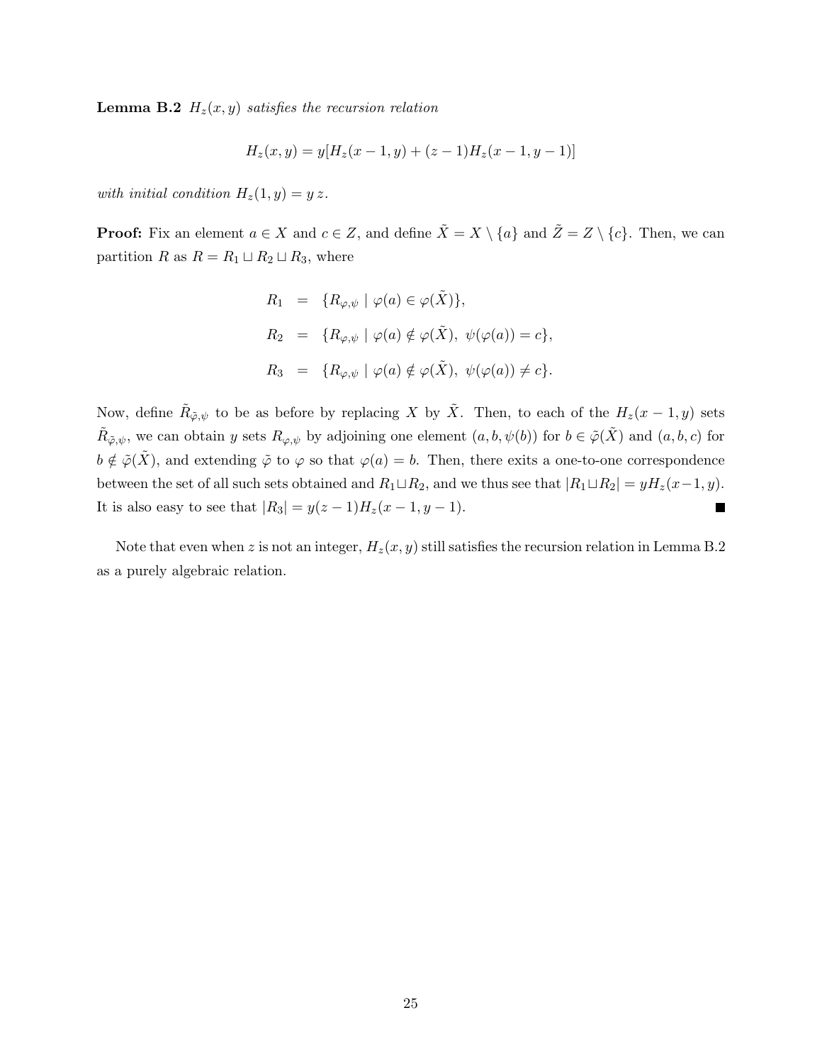**Lemma B.2** *$H_z(x,y)$ satisfies the recursion relation*

$$H_z(x,y) = y[H_z(x-1,y) + (z-1)H_z(x-1,y-1)]$$

*with initial condition $H_z(1,y) = y\,z$.*

**Proof:** Fix an element $a \in X$ and $c \in Z$, and define $\tilde{X} = X \setminus \{a\}$ and $\tilde{Z} = Z \setminus \{c\}$. Then, we can partition $R$ as $R = R_1 \sqcup R_2 \sqcup R_3$, where

$$\begin{aligned} R_1 &= \{R_{\varphi,\psi} \mid \varphi(a) \in \varphi(\tilde{X})\}, \\ R_2 &= \{R_{\varphi,\psi} \mid \varphi(a) \notin \varphi(\tilde{X}),\ \psi(\varphi(a)) = c\}, \\ R_3 &= \{R_{\varphi,\psi} \mid \varphi(a) \notin \varphi(\tilde{X}),\ \psi(\varphi(a)) \neq c\}. \end{aligned}$$

Now, define $\tilde{R}_{\tilde{\varphi},\psi}$ to be as before by replacing $X$ by $\tilde{X}$. Then, to each of the $H_z(x-1,y)$ sets $\tilde{R}_{\tilde{\varphi},\psi}$, we can obtain $y$ sets $R_{\varphi,\psi}$ by adjoining one element $(a,b,\psi(b))$ for $b \in \tilde{\varphi}(\tilde{X})$ and $(a,b,c)$ for $b \notin \tilde{\varphi}(\tilde{X})$, and extending $\tilde{\varphi}$ to $\varphi$ so that $\varphi(a) = b$. Then, there exits a one-to-one correspondence between the set of all such sets obtained and $R_1 \sqcup R_2$, and we thus see that $|R_1 \sqcup R_2| = yH_z(x-1,y)$. It is also easy to see that $|R_3| = y(z-1)H_z(x-1,y-1)$. ∎

Note that even when $z$ is not an integer, $H_z(x,y)$ still satisfies the recursion relation in Lemma B.2 as a purely algebraic relation.